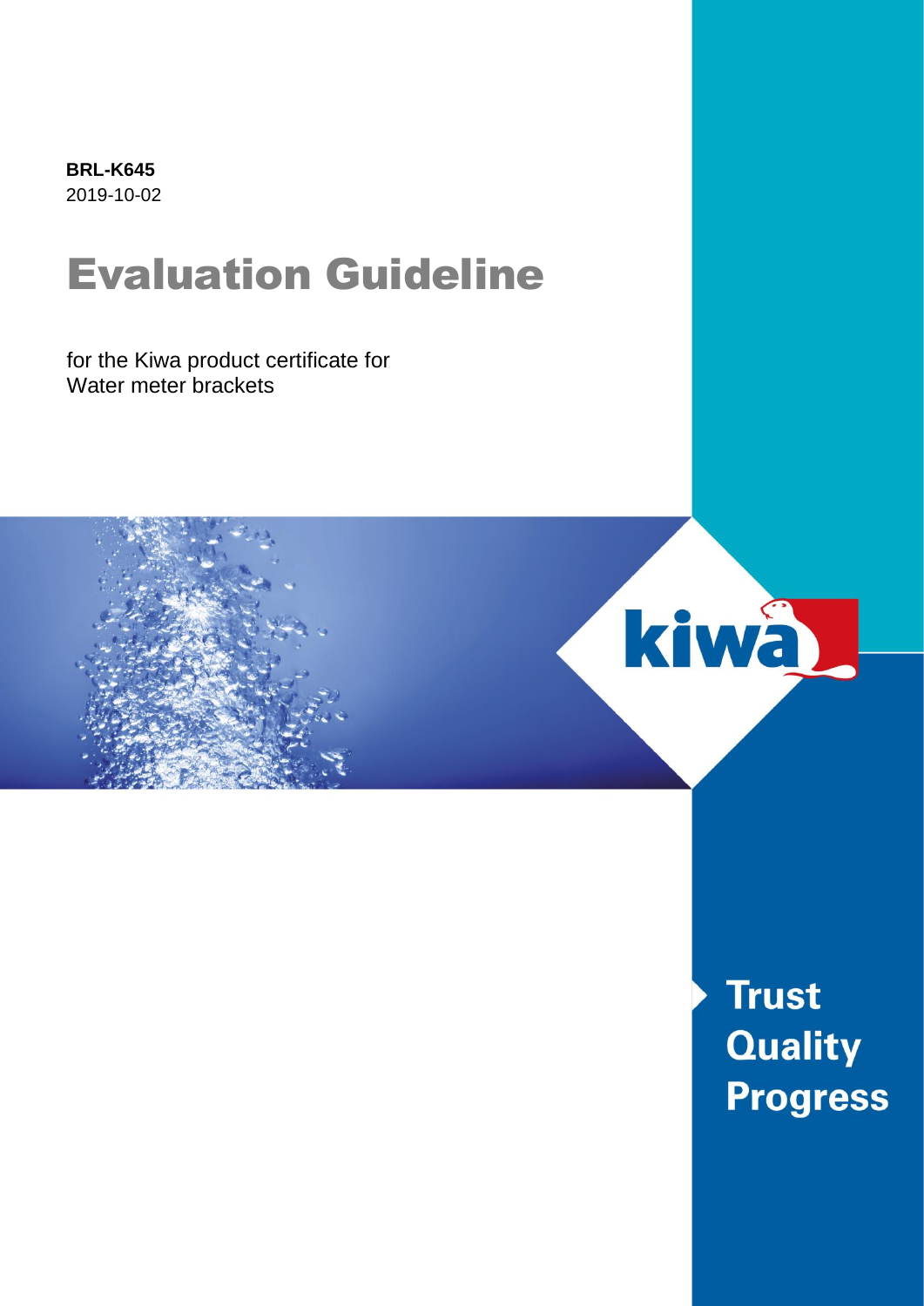**BRL-K645**
2019-10-02

# Evaluation Guideline

for the Kiwa product certificate for
Water meter brackets

Trust
Quality
Progress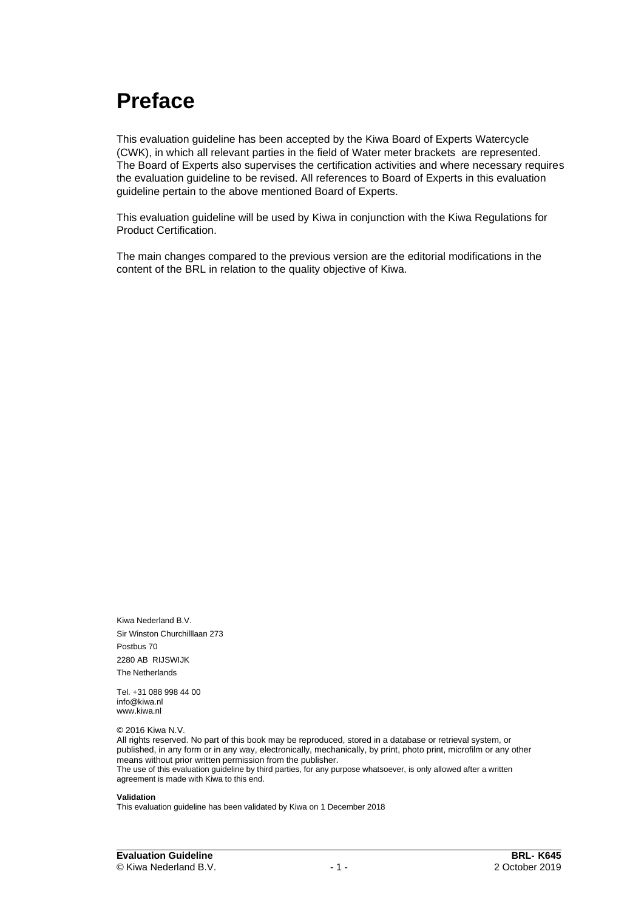# Preface

This evaluation guideline has been accepted by the Kiwa Board of Experts Watercycle (CWK), in which all relevant parties in the field of Water meter brackets are represented. The Board of Experts also supervises the certification activities and where necessary requires the evaluation guideline to be revised. All references to Board of Experts in this evaluation guideline pertain to the above mentioned Board of Experts.

This evaluation guideline will be used by Kiwa in conjunction with the Kiwa Regulations for Product Certification.

The main changes compared to the previous version are the editorial modifications in the content of the BRL in relation to the quality objective of Kiwa.

Kiwa Nederland B.V.
Sir Winston Churchilllaan 273
Postbus 70
2280 AB RIJSWIJK
The Netherlands

Tel. +31 088 998 44 00
info@kiwa.nl
www.kiwa.nl

© 2016 Kiwa N.V.
All rights reserved. No part of this book may be reproduced, stored in a database or retrieval system, or published, in any form or in any way, electronically, mechanically, by print, photo print, microfilm or any other means without prior written permission from the publisher.
The use of this evaluation guideline by third parties, for any purpose whatsoever, is only allowed after a written agreement is made with Kiwa to this end.

**Validation**
This evaluation guideline has been validated by Kiwa on 1 December 2018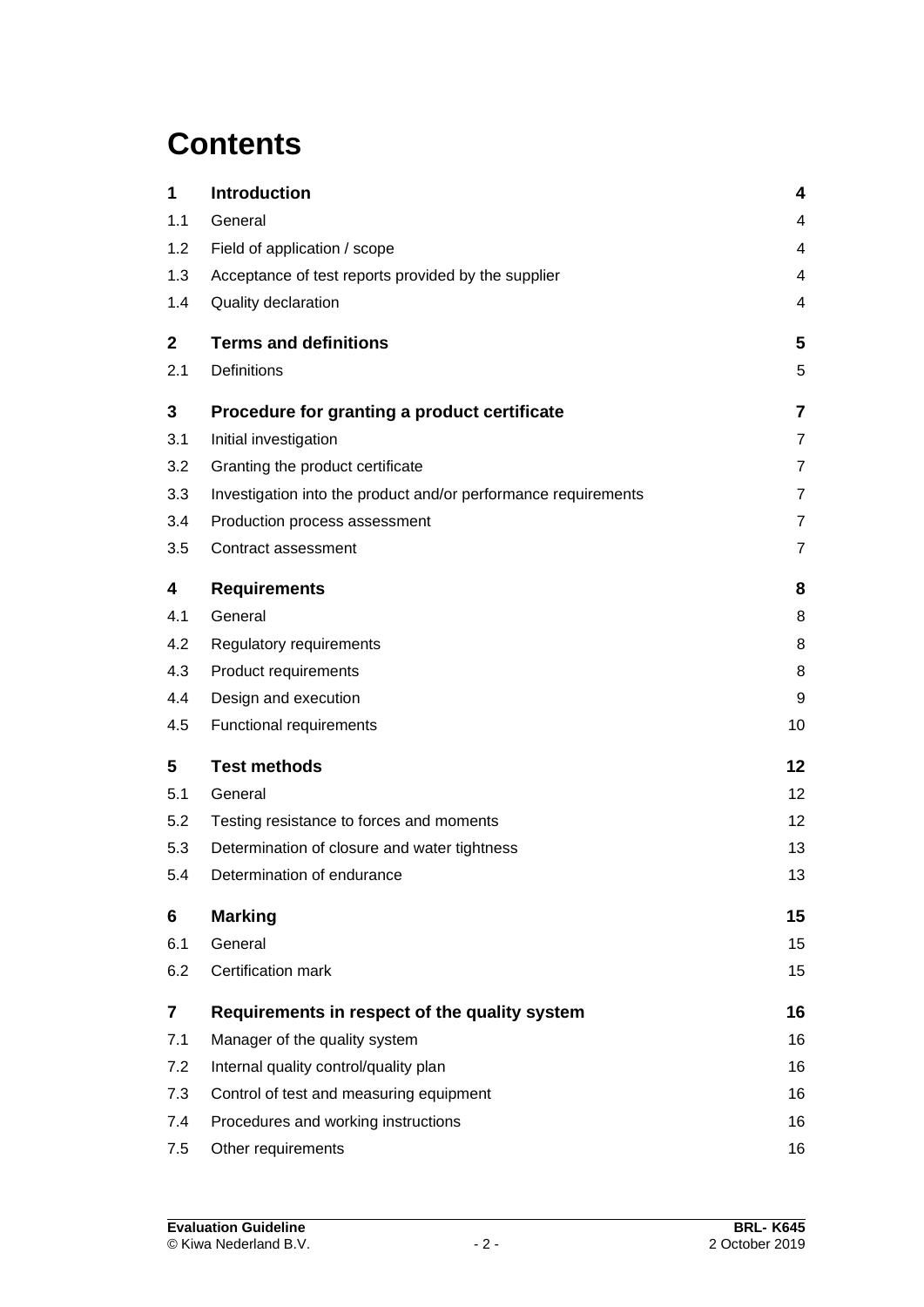# Contents

| | | |
|---|---|---|
| **1** | **Introduction** | **4** |
| 1.1 | General | 4 |
| 1.2 | Field of application / scope | 4 |
| 1.3 | Acceptance of test reports provided by the supplier | 4 |
| 1.4 | Quality declaration | 4 |
| **2** | **Terms and definitions** | **5** |
| 2.1 | Definitions | 5 |
| **3** | **Procedure for granting a product certificate** | **7** |
| 3.1 | Initial investigation | 7 |
| 3.2 | Granting the product certificate | 7 |
| 3.3 | Investigation into the product and/or performance requirements | 7 |
| 3.4 | Production process assessment | 7 |
| 3.5 | Contract assessment | 7 |
| **4** | **Requirements** | **8** |
| 4.1 | General | 8 |
| 4.2 | Regulatory requirements | 8 |
| 4.3 | Product requirements | 8 |
| 4.4 | Design and execution | 9 |
| 4.5 | Functional requirements | 10 |
| **5** | **Test methods** | **12** |
| 5.1 | General | 12 |
| 5.2 | Testing resistance to forces and moments | 12 |
| 5.3 | Determination of closure and water tightness | 13 |
| 5.4 | Determination of endurance | 13 |
| **6** | **Marking** | **15** |
| 6.1 | General | 15 |
| 6.2 | Certification mark | 15 |
| **7** | **Requirements in respect of the quality system** | **16** |
| 7.1 | Manager of the quality system | 16 |
| 7.2 | Internal quality control/quality plan | 16 |
| 7.3 | Control of test and measuring equipment | 16 |
| 7.4 | Procedures and working instructions | 16 |
| 7.5 | Other requirements | 16 |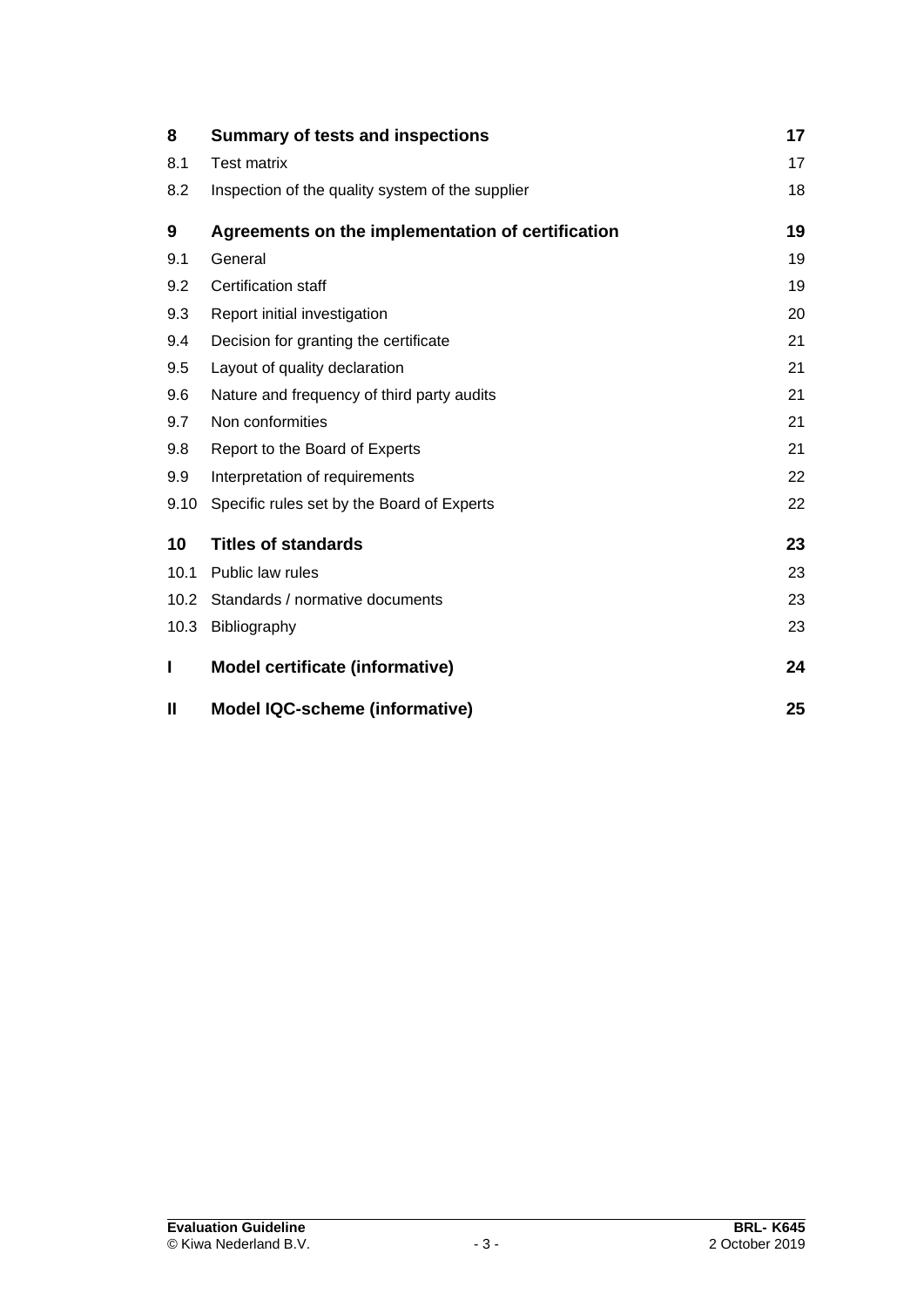| | | |
|---|---|---|
| **8** | **Summary of tests and inspections** | **17** |
| 8.1 | Test matrix | 17 |
| 8.2 | Inspection of the quality system of the supplier | 18 |
| **9** | **Agreements on the implementation of certification** | **19** |
| 9.1 | General | 19 |
| 9.2 | Certification staff | 19 |
| 9.3 | Report initial investigation | 20 |
| 9.4 | Decision for granting the certificate | 21 |
| 9.5 | Layout of quality declaration | 21 |
| 9.6 | Nature and frequency of third party audits | 21 |
| 9.7 | Non conformities | 21 |
| 9.8 | Report to the Board of Experts | 21 |
| 9.9 | Interpretation of requirements | 22 |
| 9.10 | Specific rules set by the Board of Experts | 22 |
| **10** | **Titles of standards** | **23** |
| 10.1 | Public law rules | 23 |
| 10.2 | Standards / normative documents | 23 |
| 10.3 | Bibliography | 23 |
| **I** | **Model certificate (informative)** | **24** |
| **II** | **Model IQC-scheme (informative)** | **25** |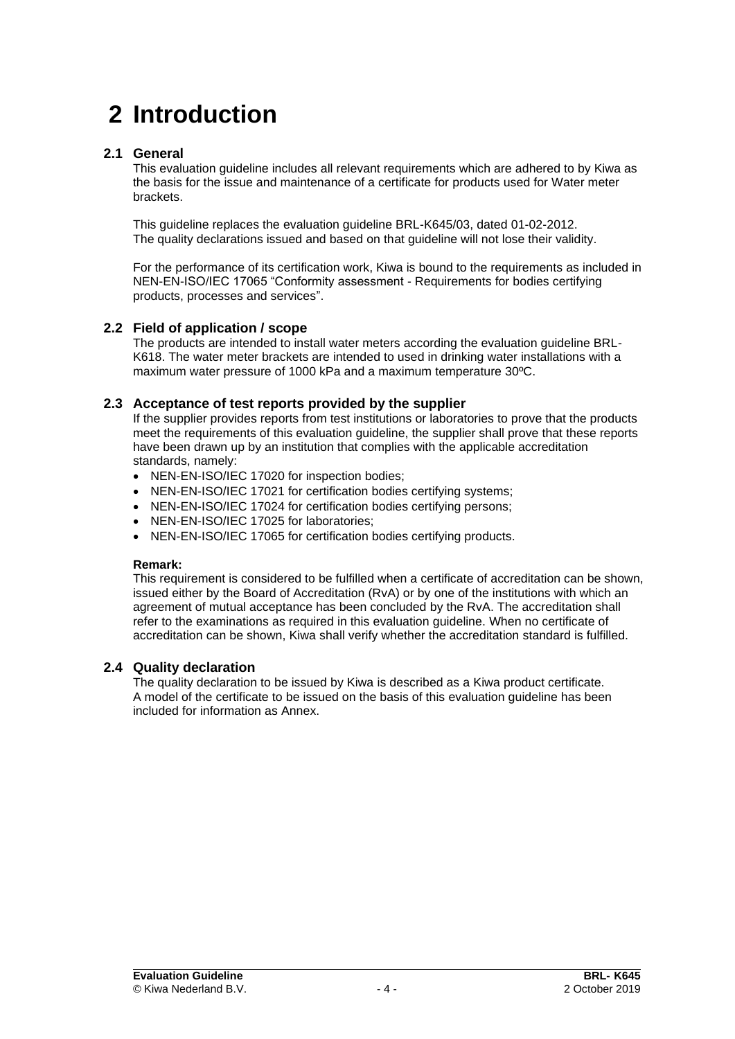# 2 Introduction

## 2.1 General

This evaluation guideline includes all relevant requirements which are adhered to by Kiwa as the basis for the issue and maintenance of a certificate for products used for Water meter brackets.

This guideline replaces the evaluation guideline BRL-K645/03, dated 01-02-2012.
The quality declarations issued and based on that guideline will not lose their validity.

For the performance of its certification work, Kiwa is bound to the requirements as included in NEN-EN-ISO/IEC 17065 "Conformity assessment - Requirements for bodies certifying products, processes and services".

## 2.2 Field of application / scope

The products are intended to install water meters according the evaluation guideline BRL-K618. The water meter brackets are intended to used in drinking water installations with a maximum water pressure of 1000 kPa and a maximum temperature 30ºC.

## 2.3 Acceptance of test reports provided by the supplier

If the supplier provides reports from test institutions or laboratories to prove that the products meet the requirements of this evaluation guideline, the supplier shall prove that these reports have been drawn up by an institution that complies with the applicable accreditation standards, namely:

- NEN-EN-ISO/IEC 17020 for inspection bodies;
- NEN-EN-ISO/IEC 17021 for certification bodies certifying systems;
- NEN-EN-ISO/IEC 17024 for certification bodies certifying persons;
- NEN-EN-ISO/IEC 17025 for laboratories;
- NEN-EN-ISO/IEC 17065 for certification bodies certifying products.

**Remark:**

This requirement is considered to be fulfilled when a certificate of accreditation can be shown, issued either by the Board of Accreditation (RvA) or by one of the institutions with which an agreement of mutual acceptance has been concluded by the RvA. The accreditation shall refer to the examinations as required in this evaluation guideline. When no certificate of accreditation can be shown, Kiwa shall verify whether the accreditation standard is fulfilled.

## 2.4 Quality declaration

The quality declaration to be issued by Kiwa is described as a Kiwa product certificate.
A model of the certificate to be issued on the basis of this evaluation guideline has been included for information as Annex.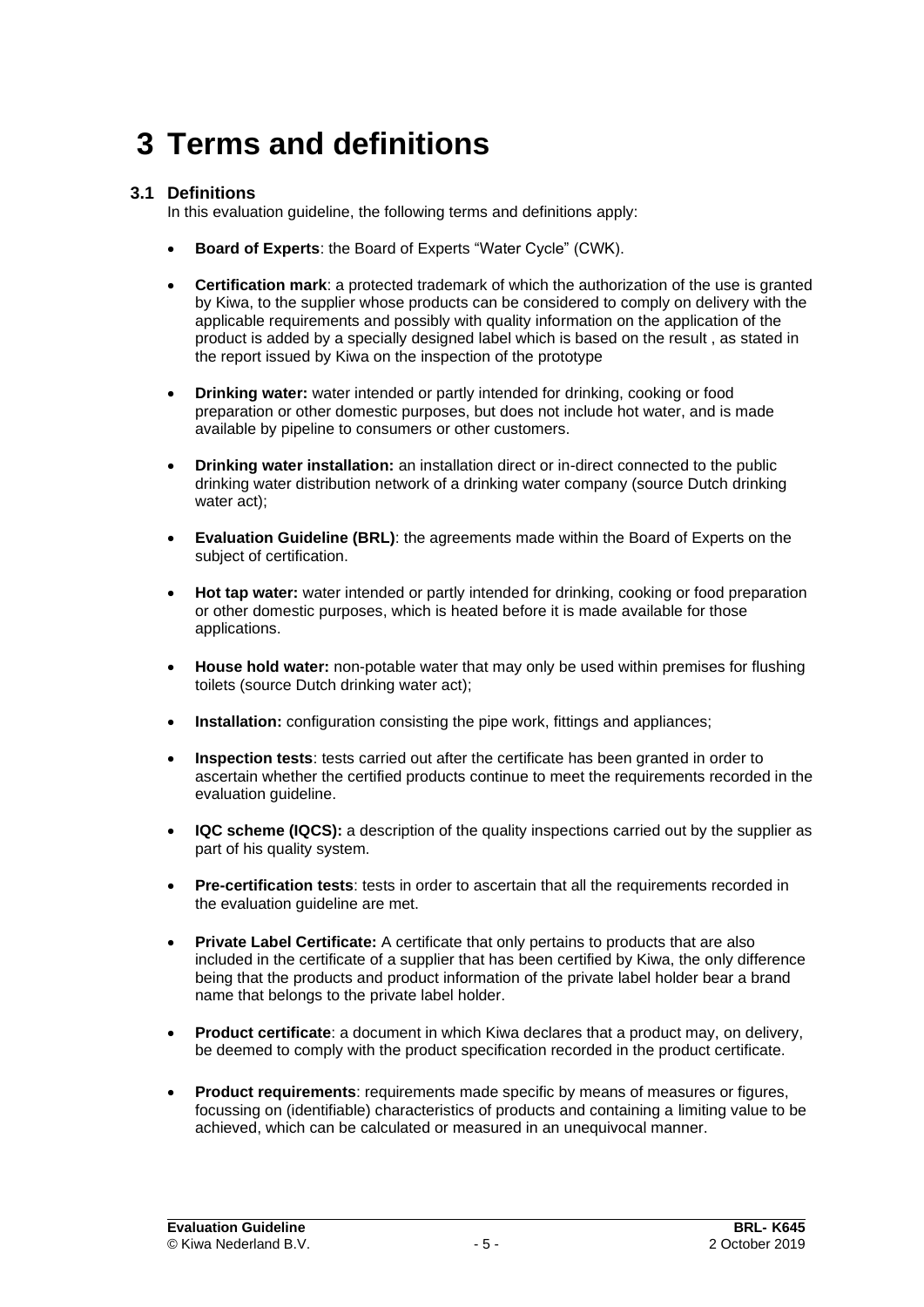# 3 Terms and definitions

## 3.1 Definitions

In this evaluation guideline, the following terms and definitions apply:

- **Board of Experts**: the Board of Experts "Water Cycle" (CWK).
- **Certification mark**: a protected trademark of which the authorization of the use is granted by Kiwa, to the supplier whose products can be considered to comply on delivery with the applicable requirements and possibly with quality information on the application of the product is added by a specially designed label which is based on the result , as stated in the report issued by Kiwa on the inspection of the prototype
- **Drinking water:** water intended or partly intended for drinking, cooking or food preparation or other domestic purposes, but does not include hot water, and is made available by pipeline to consumers or other customers.
- **Drinking water installation:** an installation direct or in-direct connected to the public drinking water distribution network of a drinking water company (source Dutch drinking water act);
- **Evaluation Guideline (BRL)**: the agreements made within the Board of Experts on the subject of certification.
- **Hot tap water:** water intended or partly intended for drinking, cooking or food preparation or other domestic purposes, which is heated before it is made available for those applications.
- **House hold water:** non-potable water that may only be used within premises for flushing toilets (source Dutch drinking water act);
- **Installation:** configuration consisting the pipe work, fittings and appliances;
- **Inspection tests**: tests carried out after the certificate has been granted in order to ascertain whether the certified products continue to meet the requirements recorded in the evaluation guideline.
- **IQC scheme (IQCS):** a description of the quality inspections carried out by the supplier as part of his quality system.
- **Pre-certification tests**: tests in order to ascertain that all the requirements recorded in the evaluation guideline are met.
- **Private Label Certificate:** A certificate that only pertains to products that are also included in the certificate of a supplier that has been certified by Kiwa, the only difference being that the products and product information of the private label holder bear a brand name that belongs to the private label holder.
- **Product certificate**: a document in which Kiwa declares that a product may, on delivery, be deemed to comply with the product specification recorded in the product certificate.
- **Product requirements**: requirements made specific by means of measures or figures, focussing on (identifiable) characteristics of products and containing a limiting value to be achieved, which can be calculated or measured in an unequivocal manner.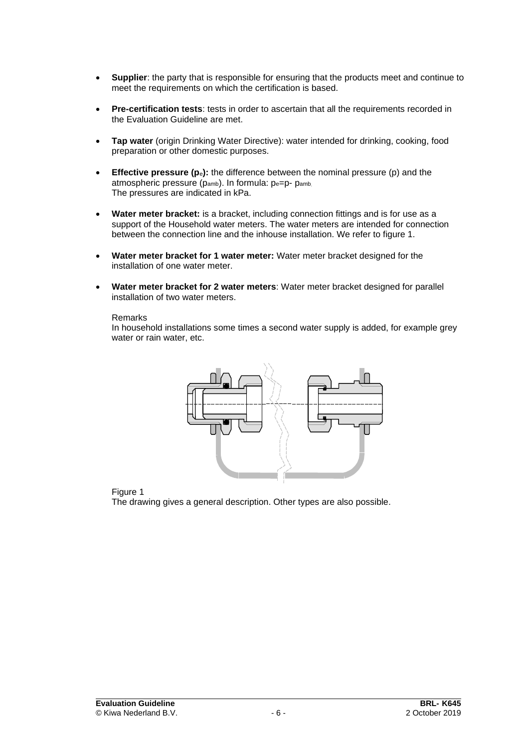- **Supplier**: the party that is responsible for ensuring that the products meet and continue to meet the requirements on which the certification is based.

- **Pre-certification tests**: tests in order to ascertain that all the requirements recorded in the Evaluation Guideline are met.

- **Tap water** (origin Drinking Water Directive): water intended for drinking, cooking, food preparation or other domestic purposes.

- **Effective pressure ($p_e$):** the difference between the nominal pressure (p) and the atmospheric pressure ($p_{amb}$). In formula: $p_e = p - p_{amb}$.
  The pressures are indicated in kPa.

- **Water meter bracket:** is a bracket, including connection fittings and is for use as a support of the Household water meters. The water meters are intended for connection between the connection line and the inhouse installation. We refer to figure 1.

- **Water meter bracket for 1 water meter:** Water meter bracket designed for the installation of one water meter.

- **Water meter bracket for 2 water meters**: Water meter bracket designed for parallel installation of two water meters.

  Remarks
  In household installations some times a second water supply is added, for example grey water or rain water, etc.

Figure 1
The drawing gives a general description. Other types are also possible.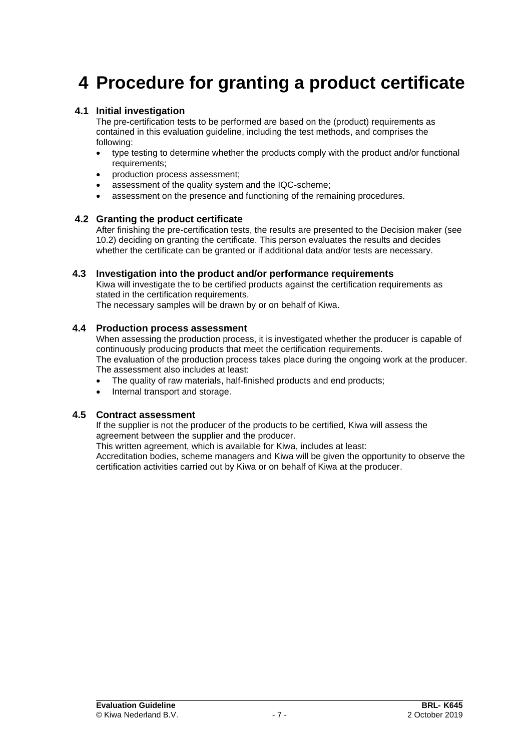# 4 Procedure for granting a product certificate

## 4.1 Initial investigation

The pre-certification tests to be performed are based on the (product) requirements as contained in this evaluation guideline, including the test methods, and comprises the following:

- type testing to determine whether the products comply with the product and/or functional requirements;
- production process assessment;
- assessment of the quality system and the IQC-scheme;
- assessment on the presence and functioning of the remaining procedures.

## 4.2 Granting the product certificate

After finishing the pre-certification tests, the results are presented to the Decision maker (see 10.2) deciding on granting the certificate. This person evaluates the results and decides whether the certificate can be granted or if additional data and/or tests are necessary.

## 4.3 Investigation into the product and/or performance requirements

Kiwa will investigate the to be certified products against the certification requirements as stated in the certification requirements.

The necessary samples will be drawn by or on behalf of Kiwa.

## 4.4 Production process assessment

When assessing the production process, it is investigated whether the producer is capable of continuously producing products that meet the certification requirements.

The evaluation of the production process takes place during the ongoing work at the producer. The assessment also includes at least:

- The quality of raw materials, half-finished products and end products;
- Internal transport and storage.

## 4.5 Contract assessment

If the supplier is not the producer of the products to be certified, Kiwa will assess the agreement between the supplier and the producer.

This written agreement, which is available for Kiwa, includes at least:

Accreditation bodies, scheme managers and Kiwa will be given the opportunity to observe the certification activities carried out by Kiwa or on behalf of Kiwa at the producer.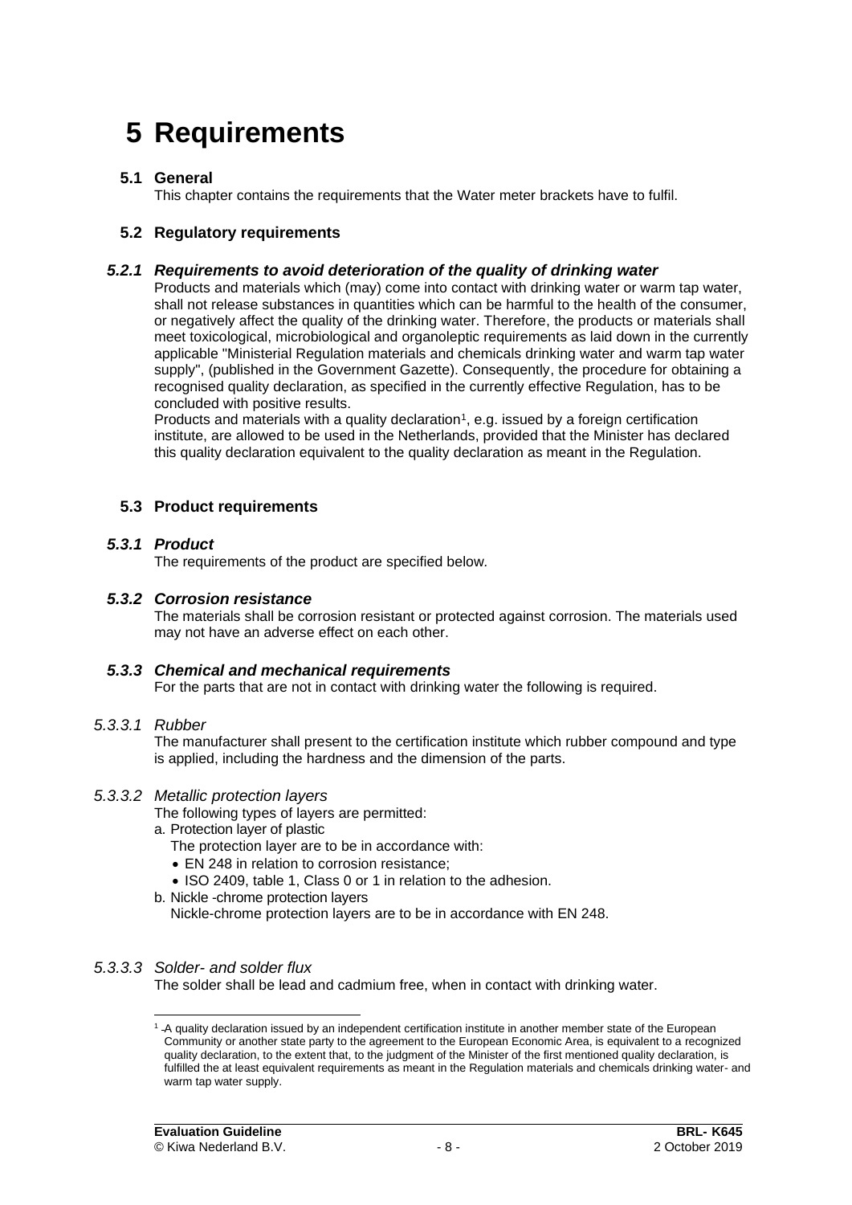# 5 Requirements

## 5.1 General

This chapter contains the requirements that the Water meter brackets have to fulfil.

## 5.2 Regulatory requirements

### *5.2.1 Requirements to avoid deterioration of the quality of drinking water*

Products and materials which (may) come into contact with drinking water or warm tap water, shall not release substances in quantities which can be harmful to the health of the consumer, or negatively affect the quality of the drinking water. Therefore, the products or materials shall meet toxicological, microbiological and organoleptic requirements as laid down in the currently applicable "Ministerial Regulation materials and chemicals drinking water and warm tap water supply", (published in the Government Gazette). Consequently, the procedure for obtaining a recognised quality declaration, as specified in the currently effective Regulation, has to be concluded with positive results.

Products and materials with a quality declaration[1], e.g. issued by a foreign certification institute, are allowed to be used in the Netherlands, provided that the Minister has declared this quality declaration equivalent to the quality declaration as meant in the Regulation.

## 5.3 Product requirements

### *5.3.1 Product*

The requirements of the product are specified below.

### *5.3.2 Corrosion resistance*

The materials shall be corrosion resistant or protected against corrosion. The materials used may not have an adverse effect on each other.

### *5.3.3 Chemical and mechanical requirements*

For the parts that are not in contact with drinking water the following is required.

#### *5.3.3.1 Rubber*

The manufacturer shall present to the certification institute which rubber compound and type is applied, including the hardness and the dimension of the parts.

#### *5.3.3.2 Metallic protection layers*

The following types of layers are permitted:

a. Protection layer of plastic
   The protection layer are to be in accordance with:
   - EN 248 in relation to corrosion resistance;
   - ISO 2409, table 1, Class 0 or 1 in relation to the adhesion.
b. Nickle -chrome protection layers
   Nickle-chrome protection layers are to be in accordance with EN 248.

#### *5.3.3.3 Solder- and solder flux*

The solder shall be lead and cadmium free, when in contact with drinking water.

---

[1] A quality declaration issued by an independent certification institute in another member state of the European Community or another state party to the agreement to the European Economic Area, is equivalent to a recognized quality declaration, to the extent that, to the judgment of the Minister of the first mentioned quality declaration, is fulfilled the at least equivalent requirements as meant in the Regulation materials and chemicals drinking water- and warm tap water supply.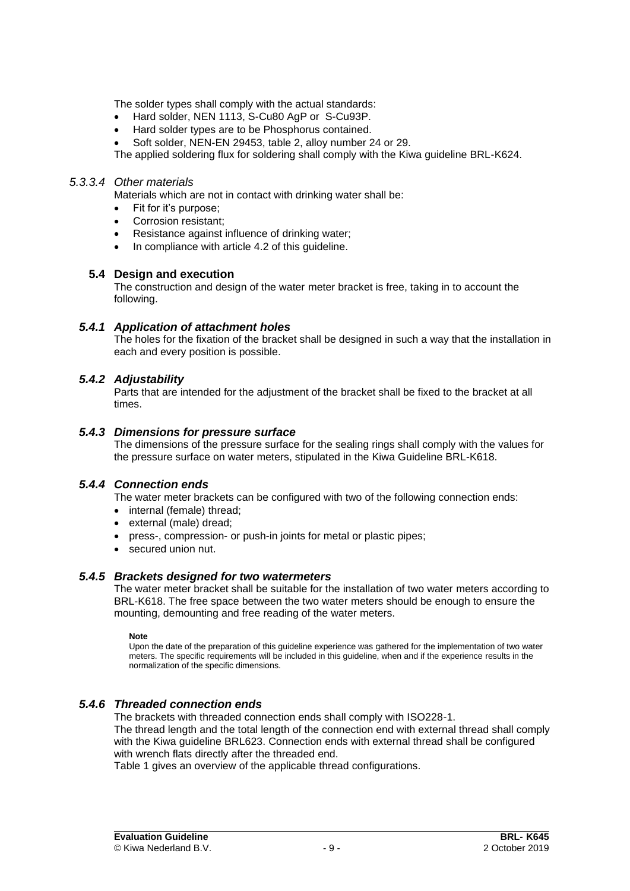The solder types shall comply with the actual standards:

- Hard solder, NEN 1113, S-Cu80 AgP or S-Cu93P.
- Hard solder types are to be Phosphorus contained.
- Soft solder, NEN-EN 29453, table 2, alloy number 24 or 29.

The applied soldering flux for soldering shall comply with the Kiwa guideline BRL-K624.

#### *5.3.3.4 Other materials*

Materials which are not in contact with drinking water shall be:

- Fit for it's purpose;
- Corrosion resistant;
- Resistance against influence of drinking water;
- In compliance with article 4.2 of this guideline.

## 5.4 Design and execution

The construction and design of the water meter bracket is free, taking in to account the following.

### *5.4.1 Application of attachment holes*

The holes for the fixation of the bracket shall be designed in such a way that the installation in each and every position is possible.

### *5.4.2 Adjustability*

Parts that are intended for the adjustment of the bracket shall be fixed to the bracket at all times.

### *5.4.3 Dimensions for pressure surface*

The dimensions of the pressure surface for the sealing rings shall comply with the values for the pressure surface on water meters, stipulated in the Kiwa Guideline BRL-K618.

### *5.4.4 Connection ends*

The water meter brackets can be configured with two of the following connection ends:

- internal (female) thread;
- external (male) dread;
- press-, compression- or push-in joints for metal or plastic pipes;
- secured union nut.

### *5.4.5 Brackets designed for two watermeters*

The water meter bracket shall be suitable for the installation of two water meters according to BRL-K618. The free space between the two water meters should be enough to ensure the mounting, demounting and free reading of the water meters.

**Note**

Upon the date of the preparation of this guideline experience was gathered for the implementation of two water meters. The specific requirements will be included in this guideline, when and if the experience results in the normalization of the specific dimensions.

### *5.4.6 Threaded connection ends*

The brackets with threaded connection ends shall comply with ISO228-1.
The thread length and the total length of the connection end with external thread shall comply with the Kiwa guideline BRL623. Connection ends with external thread shall be configured with wrench flats directly after the threaded end.
Table 1 gives an overview of the applicable thread configurations.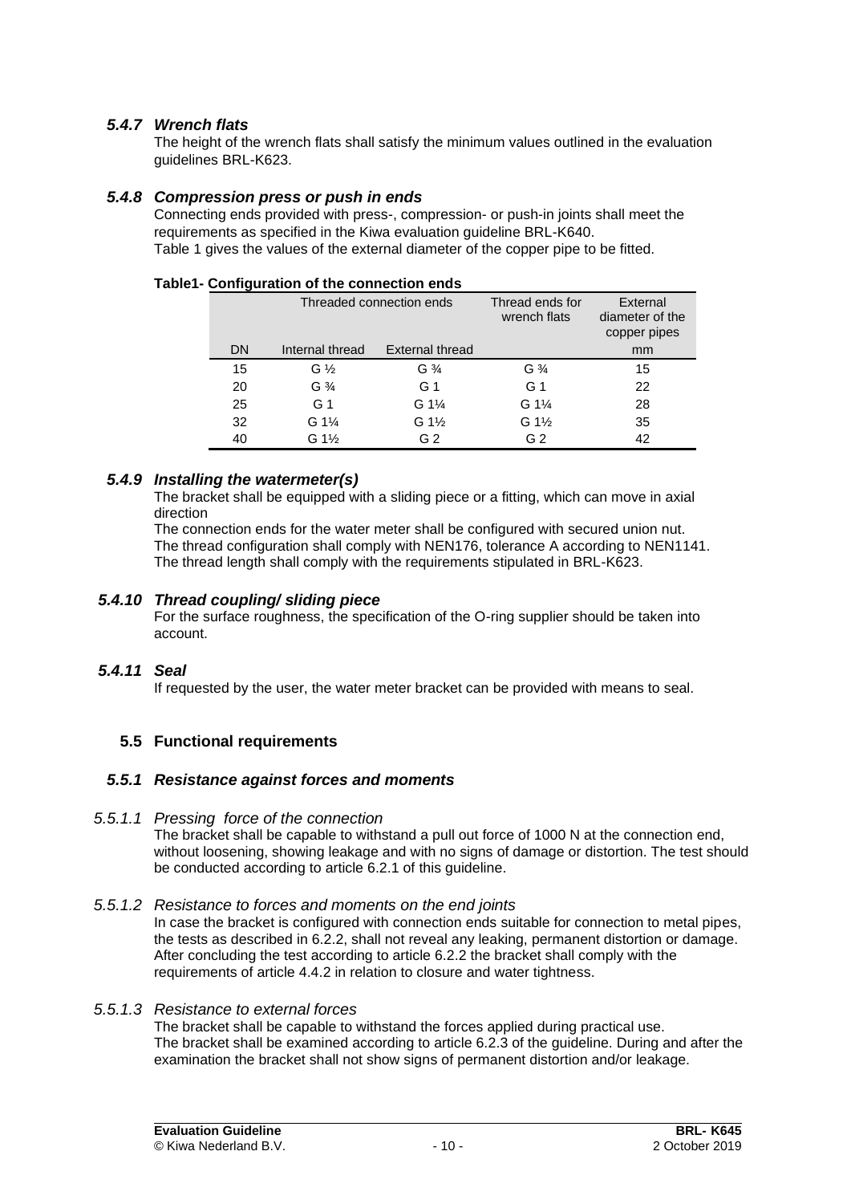### *5.4.7 Wrench flats*

The height of the wrench flats shall satisfy the minimum values outlined in the evaluation guidelines BRL-K623.

### *5.4.8 Compression press or push in ends*

Connecting ends provided with press-, compression- or push-in joints shall meet the requirements as specified in the Kiwa evaluation guideline BRL-K640.
Table 1 gives the values of the external diameter of the copper pipe to be fitted.

**Table1- Configuration of the connection ends**

| | Threaded connection ends | | Thread ends for wrench flats | External diameter of the copper pipes |
|---|---|---|---|---|
| DN | Internal thread | External thread | | mm |
| 15 | G ½ | G ¾ | G ¾ | 15 |
| 20 | G ¾ | G 1 | G 1 | 22 |
| 25 | G 1 | G 1¼ | G 1¼ | 28 |
| 32 | G 1¼ | G 1½ | G 1½ | 35 |
| 40 | G 1½ | G 2 | G 2 | 42 |

### *5.4.9 Installing the watermeter(s)*

The bracket shall be equipped with a sliding piece or a fitting, which can move in axial direction
The connection ends for the water meter shall be configured with secured union nut.
The thread configuration shall comply with NEN176, tolerance A according to NEN1141.
The thread length shall comply with the requirements stipulated in BRL-K623.

### *5.4.10 Thread coupling/ sliding piece*

For the surface roughness, the specification of the O-ring supplier should be taken into account.

### *5.4.11 Seal*

If requested by the user, the water meter bracket can be provided with means to seal.

## 5.5 Functional requirements

### *5.5.1 Resistance against forces and moments*

#### *5.5.1.1 Pressing force of the connection*

The bracket shall be capable to withstand a pull out force of 1000 N at the connection end, without loosening, showing leakage and with no signs of damage or distortion. The test should be conducted according to article 6.2.1 of this guideline.

#### *5.5.1.2 Resistance to forces and moments on the end joints*

In case the bracket is configured with connection ends suitable for connection to metal pipes, the tests as described in 6.2.2, shall not reveal any leaking, permanent distortion or damage. After concluding the test according to article 6.2.2 the bracket shall comply with the requirements of article 4.4.2 in relation to closure and water tightness.

#### *5.5.1.3 Resistance to external forces*

The bracket shall be capable to withstand the forces applied during practical use.
The bracket shall be examined according to article 6.2.3 of the guideline. During and after the examination the bracket shall not show signs of permanent distortion and/or leakage.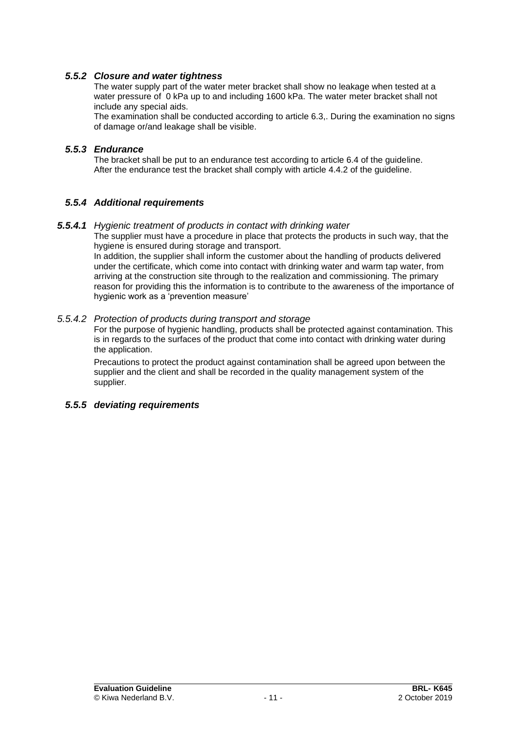### *5.5.2 Closure and water tightness*

The water supply part of the water meter bracket shall show no leakage when tested at a water pressure of 0 kPa up to and including 1600 kPa. The water meter bracket shall not include any special aids.

The examination shall be conducted according to article 6.3,. During the examination no signs of damage or/and leakage shall be visible.

### *5.5.3 Endurance*

The bracket shall be put to an endurance test according to article 6.4 of the guideline. After the endurance test the bracket shall comply with article 4.4.2 of the guideline.

### *5.5.4 Additional requirements*

#### *5.5.4.1 Hygienic treatment of products in contact with drinking water*

The supplier must have a procedure in place that protects the products in such way, that the hygiene is ensured during storage and transport.

In addition, the supplier shall inform the customer about the handling of products delivered under the certificate, which come into contact with drinking water and warm tap water, from arriving at the construction site through to the realization and commissioning. The primary reason for providing this the information is to contribute to the awareness of the importance of hygienic work as a 'prevention measure'

#### *5.5.4.2 Protection of products during transport and storage*

For the purpose of hygienic handling, products shall be protected against contamination. This is in regards to the surfaces of the product that come into contact with drinking water during the application.

Precautions to protect the product against contamination shall be agreed upon between the supplier and the client and shall be recorded in the quality management system of the supplier.

### *5.5.5 deviating requirements*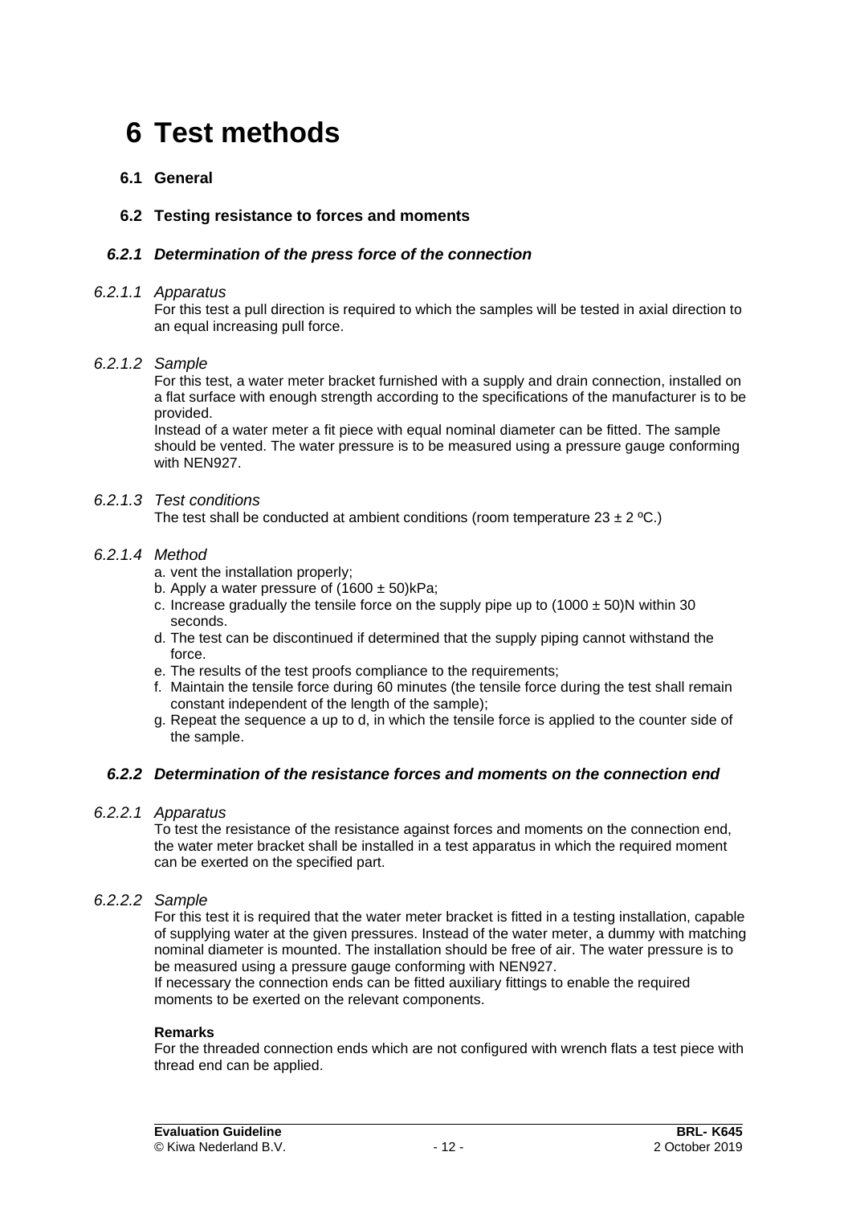# 6 Test methods

## 6.1 General

## 6.2 Testing resistance to forces and moments

### *6.2.1 Determination of the press force of the connection*

#### *6.2.1.1 Apparatus*

For this test a pull direction is required to which the samples will be tested in axial direction to an equal increasing pull force.

#### *6.2.1.2 Sample*

For this test, a water meter bracket furnished with a supply and drain connection, installed on a flat surface with enough strength according to the specifications of the manufacturer is to be provided.

Instead of a water meter a fit piece with equal nominal diameter can be fitted. The sample should be vented. The water pressure is to be measured using a pressure gauge conforming with NEN927.

#### *6.2.1.3 Test conditions*

The test shall be conducted at ambient conditions (room temperature 23 ± 2 ºC.)

#### *6.2.1.4 Method*

a. vent the installation properly;
b. Apply a water pressure of (1600 ± 50)kPa;
c. Increase gradually the tensile force on the supply pipe up to (1000 ± 50)N within 30 seconds.
d. The test can be discontinued if determined that the supply piping cannot withstand the force.
e. The results of the test proofs compliance to the requirements;
f. Maintain the tensile force during 60 minutes (the tensile force during the test shall remain constant independent of the length of the sample);
g. Repeat the sequence a up to d, in which the tensile force is applied to the counter side of the sample.

### *6.2.2 Determination of the resistance forces and moments on the connection end*

#### *6.2.2.1 Apparatus*

To test the resistance of the resistance against forces and moments on the connection end, the water meter bracket shall be installed in a test apparatus in which the required moment can be exerted on the specified part.

#### *6.2.2.2 Sample*

For this test it is required that the water meter bracket is fitted in a testing installation, capable of supplying water at the given pressures. Instead of the water meter, a dummy with matching nominal diameter is mounted. The installation should be free of air. The water pressure is to be measured using a pressure gauge conforming with NEN927.

If necessary the connection ends can be fitted auxiliary fittings to enable the required moments to be exerted on the relevant components.

**Remarks**

For the threaded connection ends which are not configured with wrench flats a test piece with thread end can be applied.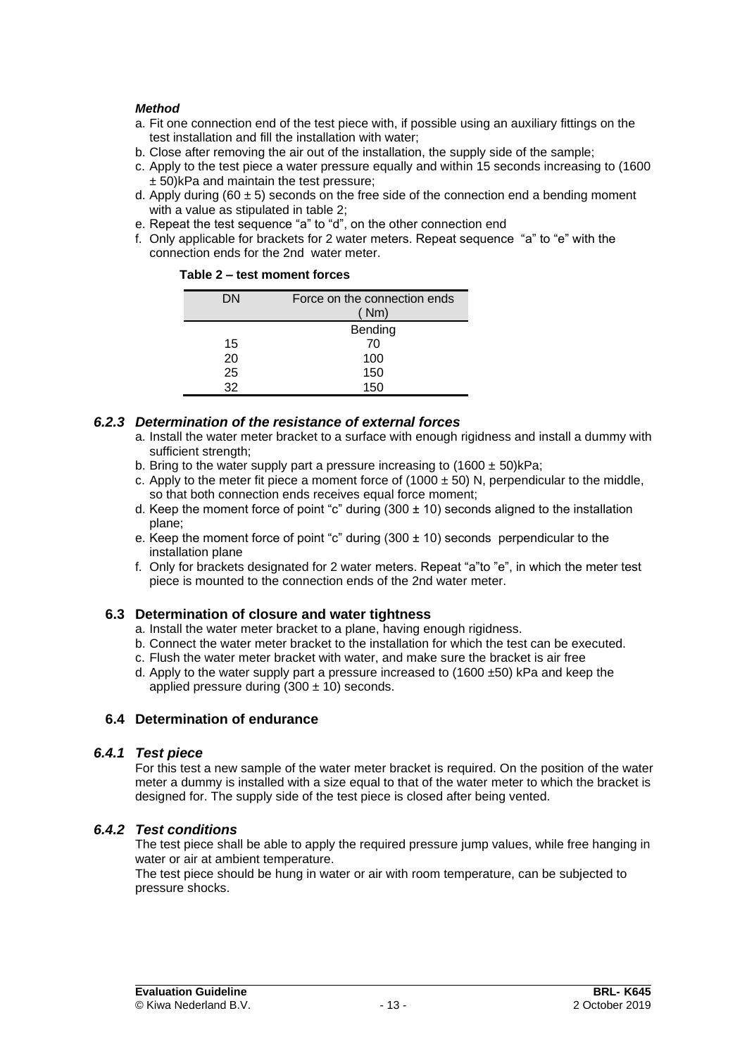*Method*

a. Fit one connection end of the test piece with, if possible using an auxiliary fittings on the test installation and fill the installation with water;
b. Close after removing the air out of the installation, the supply side of the sample;
c. Apply to the test piece a water pressure equally and within 15 seconds increasing to (1600 ± 50)kPa and maintain the test pressure;
d. Apply during (60 ± 5) seconds on the free side of the connection end a bending moment with a value as stipulated in table 2;
e. Repeat the test sequence "a" to "d", on the other connection end
f. Only applicable for brackets for 2 water meters. Repeat sequence "a" to "e" with the connection ends for the 2nd water meter.

**Table 2 – test moment forces**

| DN | Force on the connection ends ( Nm) |
|---|---|
| | Bending |
| 15 | 70 |
| 20 | 100 |
| 25 | 150 |
| 32 | 150 |

### *6.2.3 Determination of the resistance of external forces*

a. Install the water meter bracket to a surface with enough rigidness and install a dummy with sufficient strength;
b. Bring to the water supply part a pressure increasing to (1600 ± 50)kPa;
c. Apply to the meter fit piece a moment force of (1000 ± 50) N, perpendicular to the middle, so that both connection ends receives equal force moment;
d. Keep the moment force of point "c" during (300 ± 10) seconds aligned to the installation plane;
e. Keep the moment force of point "c" during (300 ± 10) seconds perpendicular to the installation plane
f. Only for brackets designated for 2 water meters. Repeat "a"to "e", in which the meter test piece is mounted to the connection ends of the 2nd water meter.

## 6.3 Determination of closure and water tightness

a. Install the water meter bracket to a plane, having enough rigidness.
b. Connect the water meter bracket to the installation for which the test can be executed.
c. Flush the water meter bracket with water, and make sure the bracket is air free
d. Apply to the water supply part a pressure increased to (1600 ±50) kPa and keep the applied pressure during (300 ± 10) seconds.

## 6.4 Determination of endurance

### *6.4.1 Test piece*

For this test a new sample of the water meter bracket is required. On the position of the water meter a dummy is installed with a size equal to that of the water meter to which the bracket is designed for. The supply side of the test piece is closed after being vented.

### *6.4.2 Test conditions*

The test piece shall be able to apply the required pressure jump values, while free hanging in water or air at ambient temperature.

The test piece should be hung in water or air with room temperature, can be subjected to pressure shocks.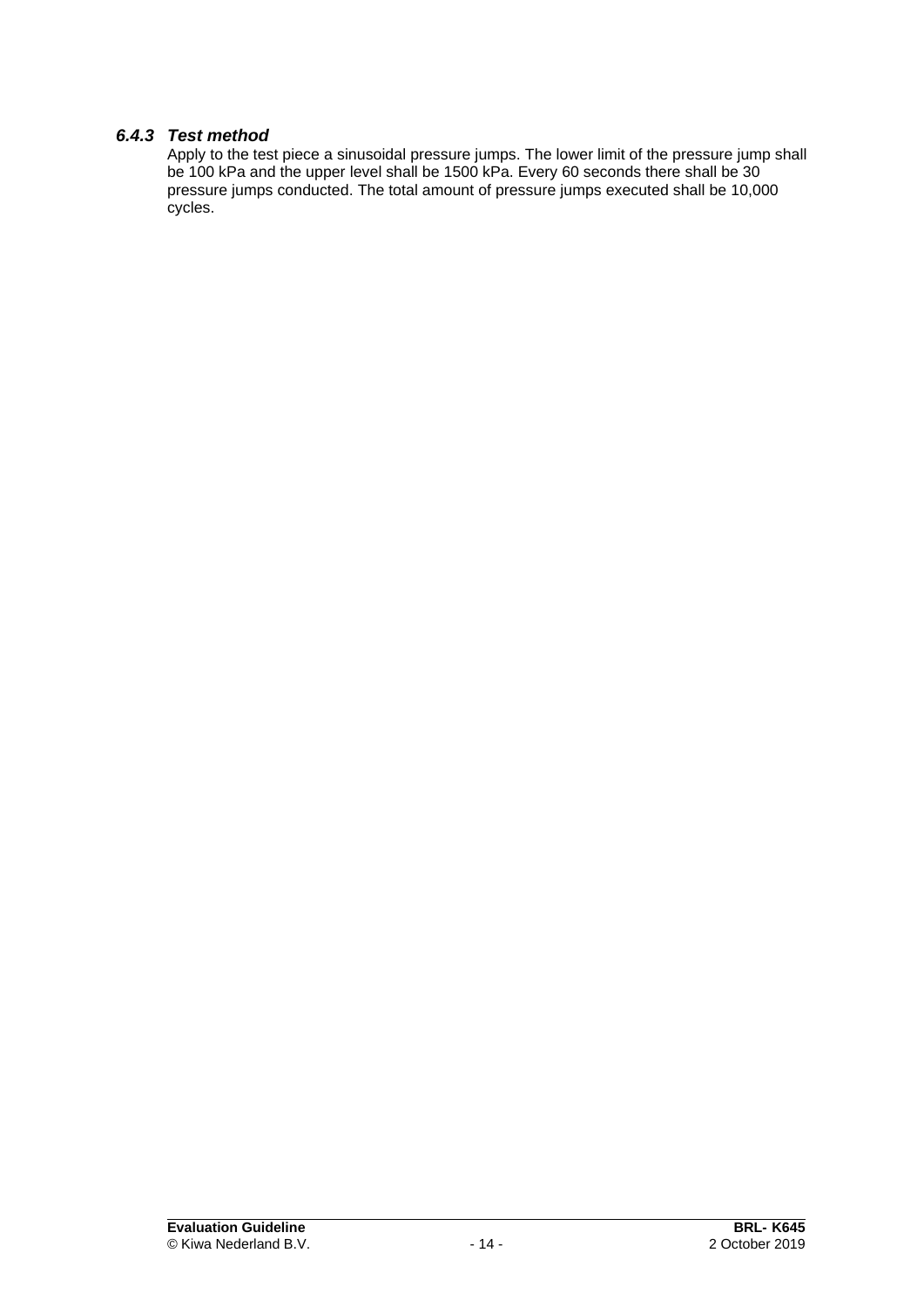### *6.4.3 Test method*

Apply to the test piece a sinusoidal pressure jumps. The lower limit of the pressure jump shall be 100 kPa and the upper level shall be 1500 kPa. Every 60 seconds there shall be 30 pressure jumps conducted. The total amount of pressure jumps executed shall be 10,000 cycles.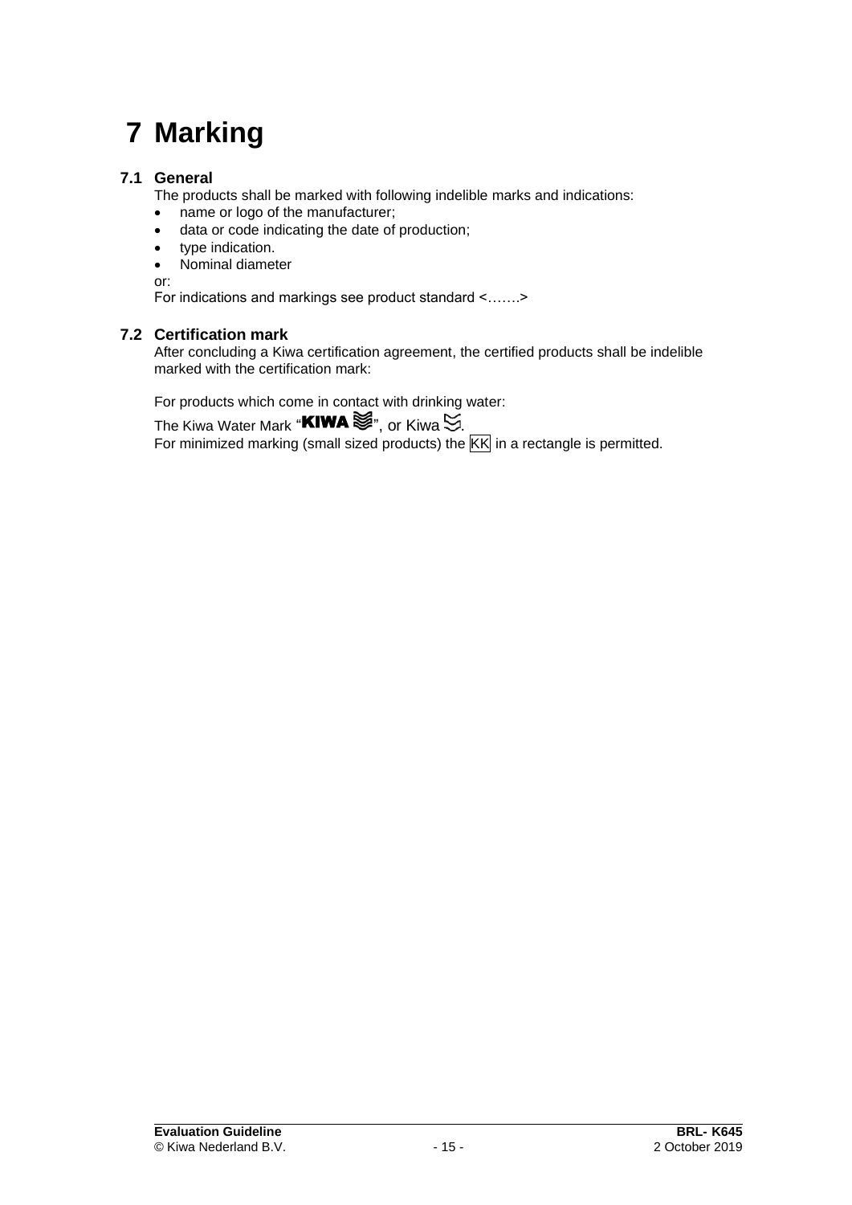# 7 Marking

## 7.1 General

The products shall be marked with following indelible marks and indications:

- name or logo of the manufacturer;
- data or code indicating the date of production;
- type indication.
- Nominal diameter

or:

For indications and markings see product standard <…….>

## 7.2 Certification mark

After concluding a Kiwa certification agreement, the certified products shall be indelible marked with the certification mark:

For products which come in contact with drinking water:

The Kiwa Water Mark "**KIWA** ≋", or Kiwa ≋.

For minimized marking (small sized products) the KK in a rectangle is permitted.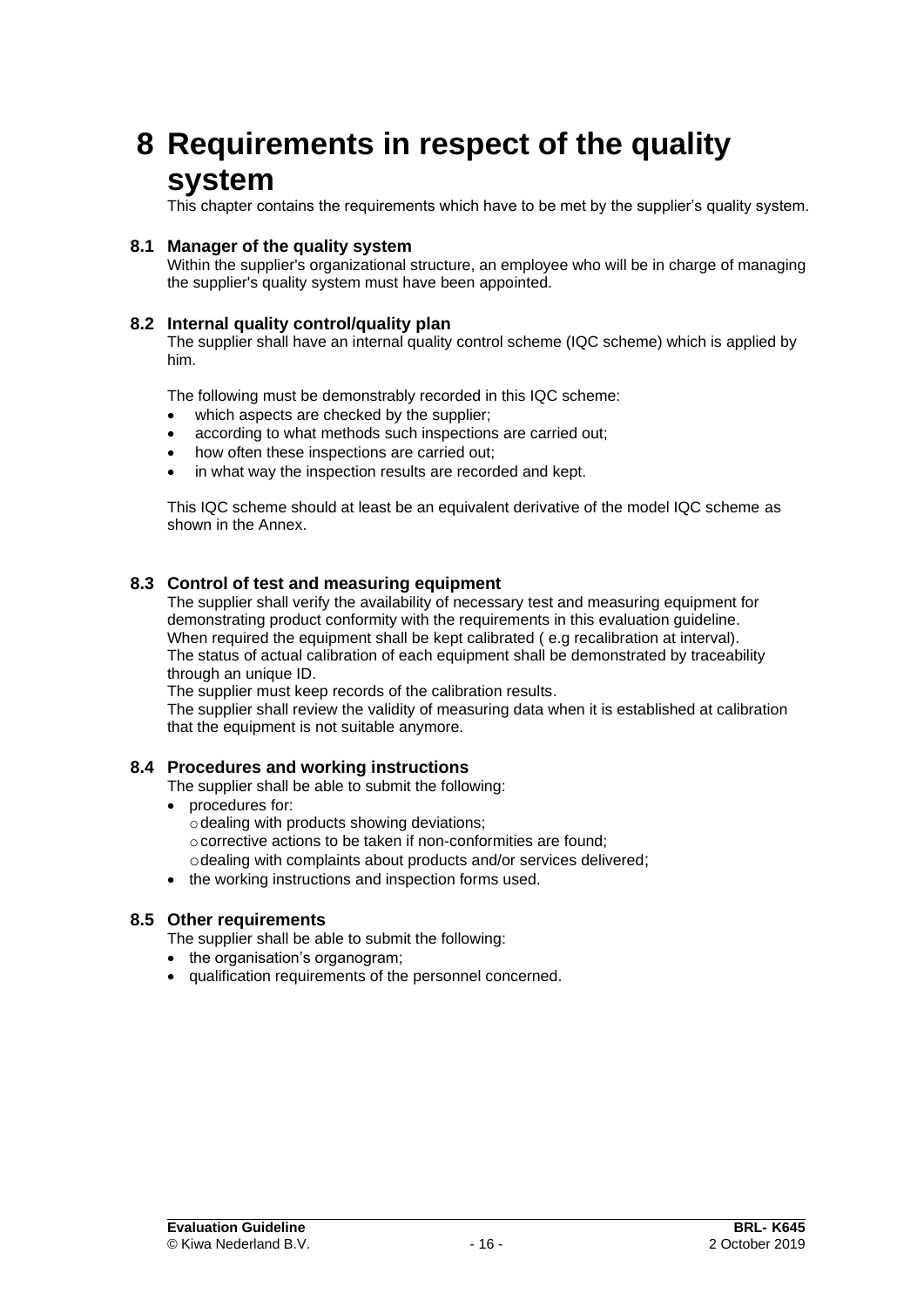# 8 Requirements in respect of the quality system

This chapter contains the requirements which have to be met by the supplier's quality system.

## 8.1 Manager of the quality system

Within the supplier's organizational structure, an employee who will be in charge of managing the supplier's quality system must have been appointed.

## 8.2 Internal quality control/quality plan

The supplier shall have an internal quality control scheme (IQC scheme) which is applied by him.

The following must be demonstrably recorded in this IQC scheme:

- which aspects are checked by the supplier;
- according to what methods such inspections are carried out;
- how often these inspections are carried out;
- in what way the inspection results are recorded and kept.

This IQC scheme should at least be an equivalent derivative of the model IQC scheme as shown in the Annex.

## 8.3 Control of test and measuring equipment

The supplier shall verify the availability of necessary test and measuring equipment for demonstrating product conformity with the requirements in this evaluation guideline.
When required the equipment shall be kept calibrated ( e.g recalibration at interval).
The status of actual calibration of each equipment shall be demonstrated by traceability through an unique ID.
The supplier must keep records of the calibration results.
The supplier shall review the validity of measuring data when it is established at calibration that the equipment is not suitable anymore.

## 8.4 Procedures and working instructions

The supplier shall be able to submit the following:

- procedures for:
  - dealing with products showing deviations;
  - corrective actions to be taken if non-conformities are found;
  - dealing with complaints about products and/or services delivered;
- the working instructions and inspection forms used.

## 8.5 Other requirements

The supplier shall be able to submit the following:

- the organisation's organogram;
- qualification requirements of the personnel concerned.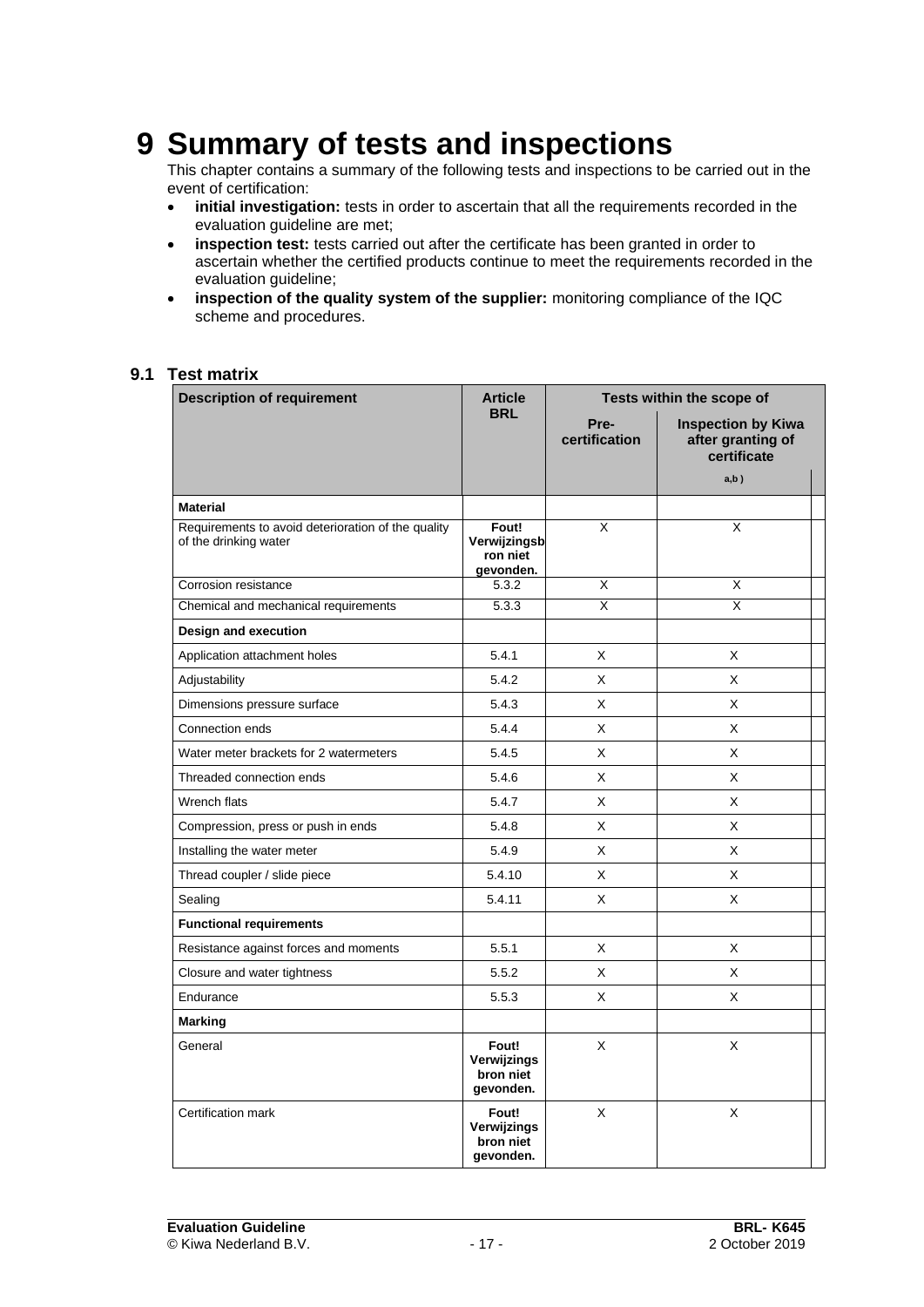# 9 Summary of tests and inspections

This chapter contains a summary of the following tests and inspections to be carried out in the event of certification:

- **initial investigation:** tests in order to ascertain that all the requirements recorded in the evaluation guideline are met;
- **inspection test:** tests carried out after the certificate has been granted in order to ascertain whether the certified products continue to meet the requirements recorded in the evaluation guideline;
- **inspection of the quality system of the supplier:** monitoring compliance of the IQC scheme and procedures.

## 9.1 Test matrix

| Description of requirement | Article BRL | Tests within the scope of | |
|---|---|---|---|
| | | Pre-certification | Inspection by Kiwa after granting of certificate a,b ) |
| **Material** | | | |
| Requirements to avoid deterioration of the quality of the drinking water | **Fout! Verwijzingsbron niet gevonden.** | X | X |
| Corrosion resistance | 5.3.2 | X | X |
| Chemical and mechanical requirements | 5.3.3 | X | X |
| **Design and execution** | | | |
| Application attachment holes | 5.4.1 | X | X |
| Adjustability | 5.4.2 | X | X |
| Dimensions pressure surface | 5.4.3 | X | X |
| Connection ends | 5.4.4 | X | X |
| Water meter brackets for 2 watermeters | 5.4.5 | X | X |
| Threaded connection ends | 5.4.6 | X | X |
| Wrench flats | 5.4.7 | X | X |
| Compression, press or push in ends | 5.4.8 | X | X |
| Installing the water meter | 5.4.9 | X | X |
| Thread coupler / slide piece | 5.4.10 | X | X |
| Sealing | 5.4.11 | X | X |
| **Functional requirements** | | | |
| Resistance against forces and moments | 5.5.1 | X | X |
| Closure and water tightness | 5.5.2 | X | X |
| Endurance | 5.5.3 | X | X |
| **Marking** | | | |
| General | **Fout! Verwijzingsbron niet gevonden.** | X | X |
| Certification mark | **Fout! Verwijzingsbron niet gevonden.** | X | X |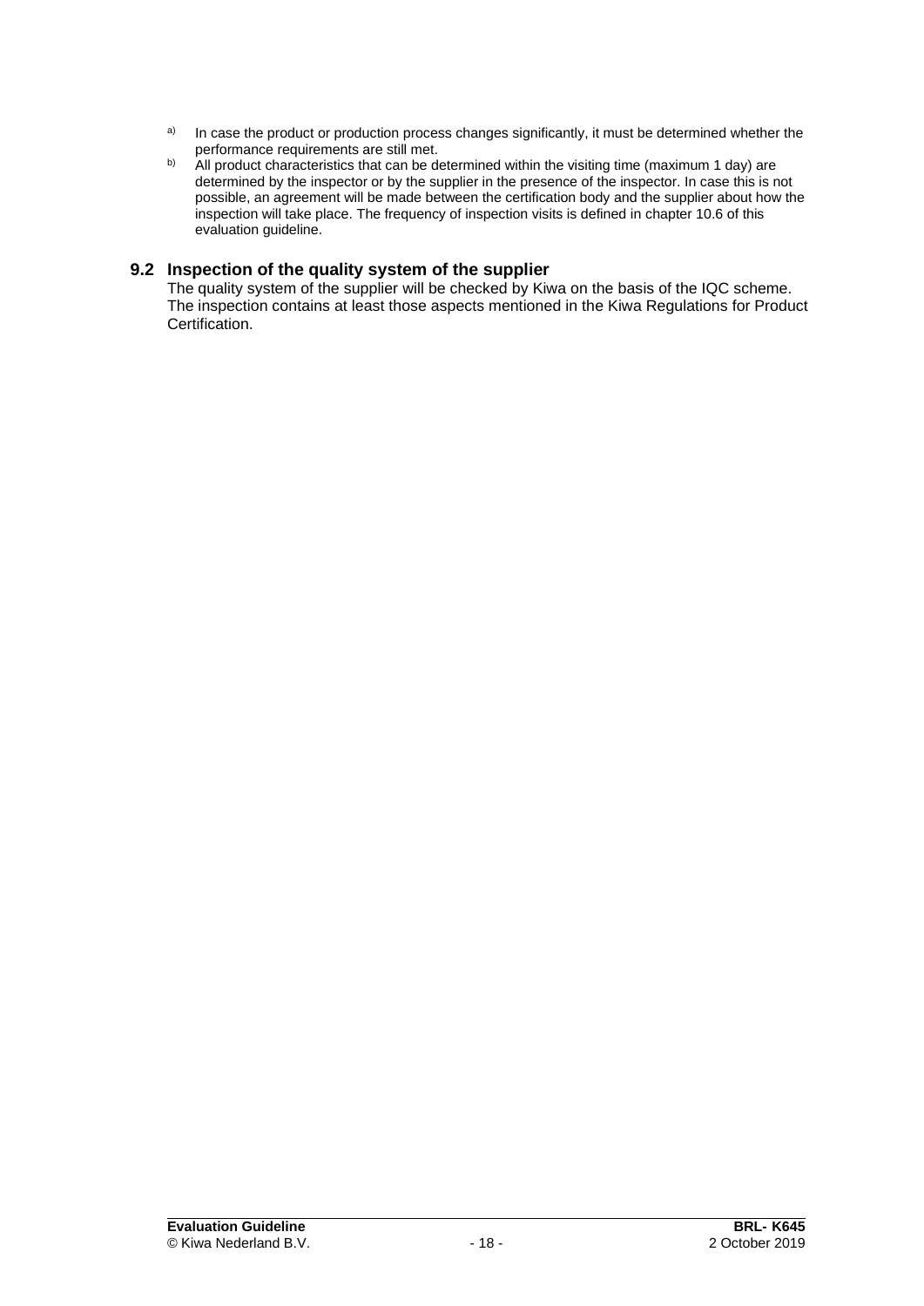[a] In case the product or production process changes significantly, it must be determined whether the performance requirements are still met.

[b] All product characteristics that can be determined within the visiting time (maximum 1 day) are determined by the inspector or by the supplier in the presence of the inspector. In case this is not possible, an agreement will be made between the certification body and the supplier about how the inspection will take place. The frequency of inspection visits is defined in chapter 10.6 of this evaluation guideline.

## 9.2 Inspection of the quality system of the supplier

The quality system of the supplier will be checked by Kiwa on the basis of the IQC scheme. The inspection contains at least those aspects mentioned in the Kiwa Regulations for Product Certification.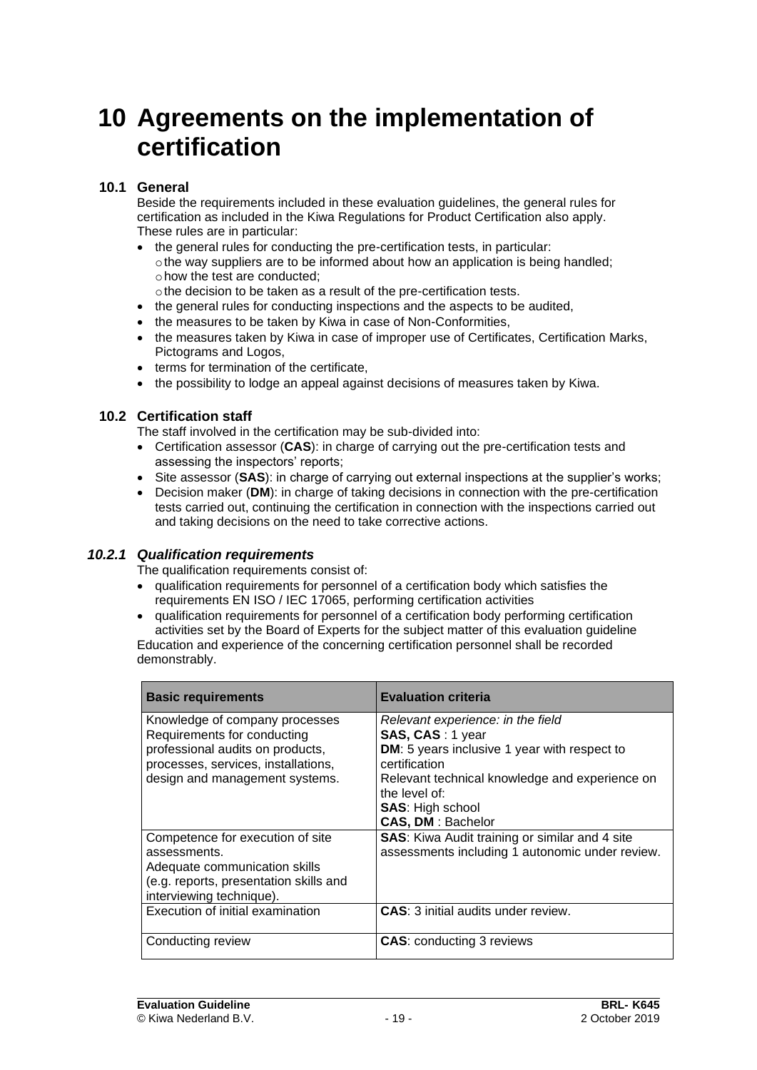# 10 Agreements on the implementation of certification

## 10.1 General

Beside the requirements included in these evaluation guidelines, the general rules for certification as included in the Kiwa Regulations for Product Certification also apply. These rules are in particular:

- the general rules for conducting the pre-certification tests, in particular:
  - the way suppliers are to be informed about how an application is being handled;
  - how the test are conducted;
  - the decision to be taken as a result of the pre-certification tests.
- the general rules for conducting inspections and the aspects to be audited,
- the measures to be taken by Kiwa in case of Non-Conformities,
- the measures taken by Kiwa in case of improper use of Certificates, Certification Marks, Pictograms and Logos,
- terms for termination of the certificate,
- the possibility to lodge an appeal against decisions of measures taken by Kiwa.

## 10.2 Certification staff

The staff involved in the certification may be sub-divided into:

- Certification assessor (**CAS**): in charge of carrying out the pre-certification tests and assessing the inspectors' reports;
- Site assessor (**SAS**): in charge of carrying out external inspections at the supplier's works;
- Decision maker (**DM**): in charge of taking decisions in connection with the pre-certification tests carried out, continuing the certification in connection with the inspections carried out and taking decisions on the need to take corrective actions.

### *10.2.1 Qualification requirements*

The qualification requirements consist of:

- qualification requirements for personnel of a certification body which satisfies the requirements EN ISO / IEC 17065, performing certification activities
- qualification requirements for personnel of a certification body performing certification activities set by the Board of Experts for the subject matter of this evaluation guideline

Education and experience of the concerning certification personnel shall be recorded demonstrably.

| Basic requirements | Evaluation criteria |
|---|---|
| Knowledge of company processes Requirements for conducting professional audits on products, processes, services, installations, design and management systems. | *Relevant experience: in the field* **SAS, CAS** : 1 year **DM**: 5 years inclusive 1 year with respect to certification Relevant technical knowledge and experience on the level of: **SAS**: High school **CAS, DM** : Bachelor |
| Competence for execution of site assessments. Adequate communication skills (e.g. reports, presentation skills and interviewing technique). | **SAS**: Kiwa Audit training or similar and 4 site assessments including 1 autonomic under review. |
| Execution of initial examination | **CAS**: 3 initial audits under review. |
| Conducting review | **CAS**: conducting 3 reviews |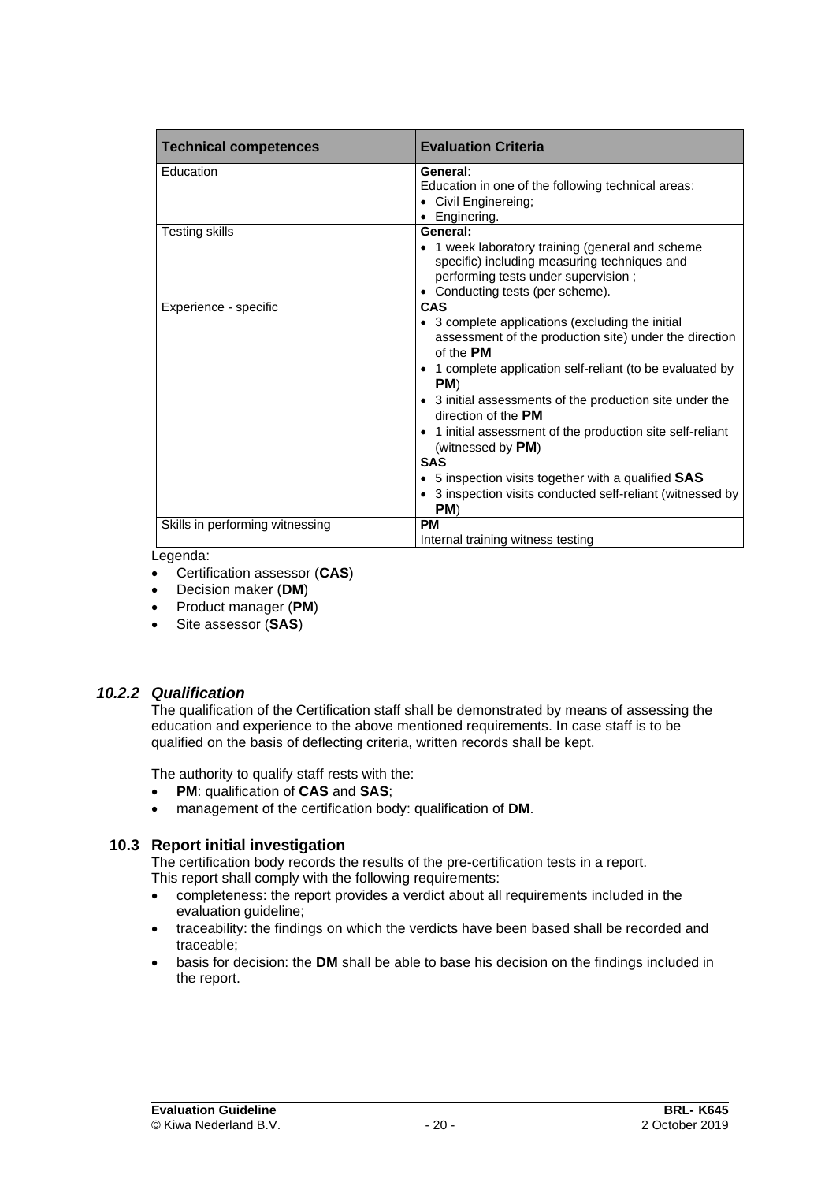| Technical competences | Evaluation Criteria |
| --- | --- |
| Education | **General**:<br>Education in one of the following technical areas:<br>• Civil Enginereing;<br>• Enginering. |
| Testing skills | **General:**<br>• 1 week laboratory training (general and scheme specific) including measuring techniques and performing tests under supervision ;<br>• Conducting tests (per scheme). |
| Experience - specific | **CAS**<br>• 3 complete applications (excluding the initial assessment of the production site) under the direction of the **PM**<br>• 1 complete application self-reliant (to be evaluated by **PM**)<br>• 3 initial assessments of the production site under the direction of the **PM**<br>• 1 initial assessment of the production site self-reliant (witnessed by **PM**)<br>**SAS**<br>• 5 inspection visits together with a qualified **SAS**<br>• 3 inspection visits conducted self-reliant (witnessed by **PM**) |
| Skills in performing witnessing | **PM**<br>Internal training witness testing |

Legenda:

- Certification assessor (**CAS**)
- Decision maker (**DM**)
- Product manager (**PM**)
- Site assessor (**SAS**)

#### *10.2.2 Qualification*

The qualification of the Certification staff shall be demonstrated by means of assessing the education and experience to the above mentioned requirements. In case staff is to be qualified on the basis of deflecting criteria, written records shall be kept.

The authority to qualify staff rests with the:

- **PM**: qualification of **CAS** and **SAS**;
- management of the certification body: qualification of **DM**.

### 10.3 Report initial investigation

The certification body records the results of the pre-certification tests in a report.
This report shall comply with the following requirements:

- completeness: the report provides a verdict about all requirements included in the evaluation guideline;
- traceability: the findings on which the verdicts have been based shall be recorded and traceable;
- basis for decision: the **DM** shall be able to base his decision on the findings included in the report.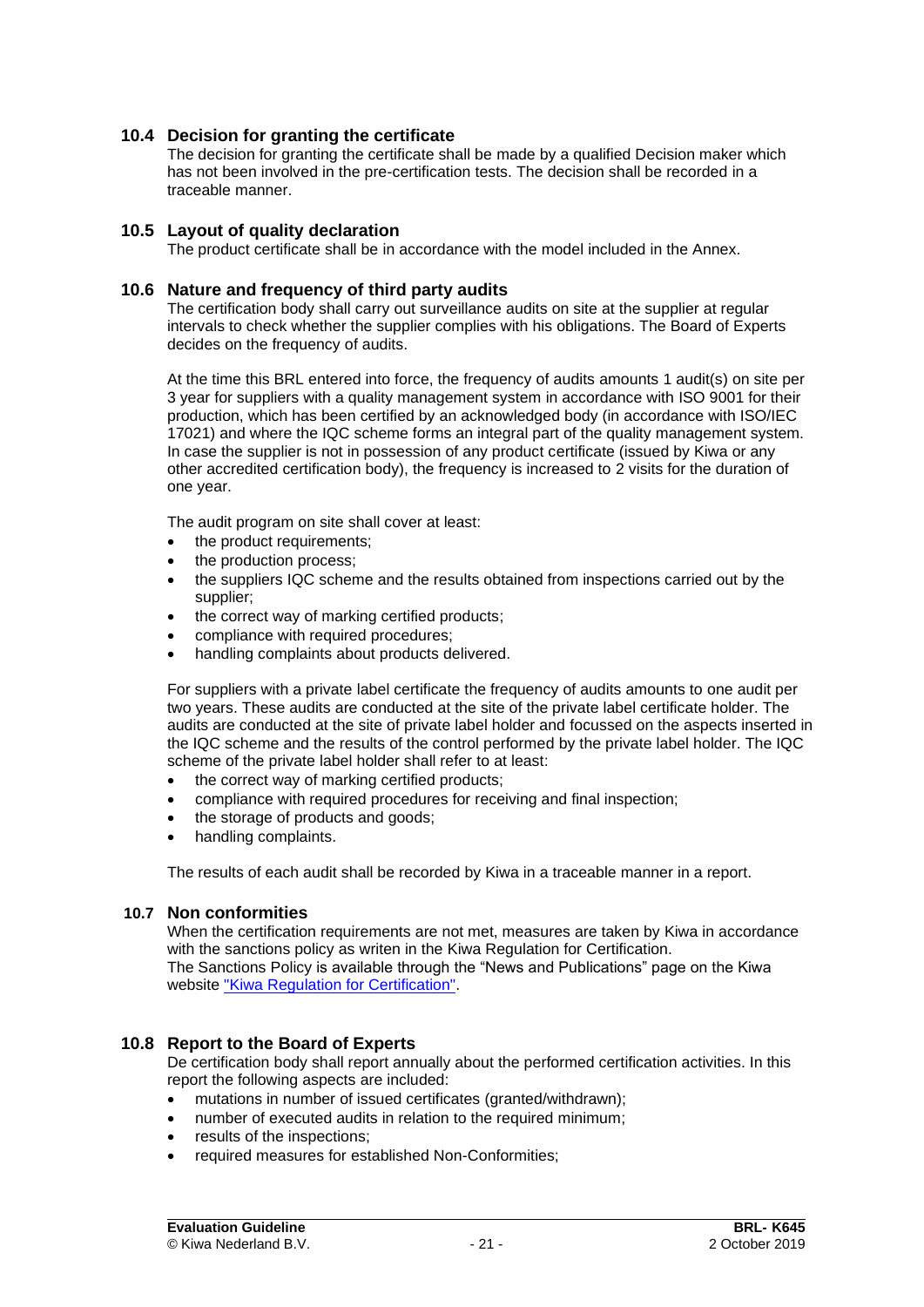### 10.4 Decision for granting the certificate

The decision for granting the certificate shall be made by a qualified Decision maker which has not been involved in the pre-certification tests. The decision shall be recorded in a traceable manner.

### 10.5 Layout of quality declaration

The product certificate shall be in accordance with the model included in the Annex.

### 10.6 Nature and frequency of third party audits

The certification body shall carry out surveillance audits on site at the supplier at regular intervals to check whether the supplier complies with his obligations. The Board of Experts decides on the frequency of audits.

At the time this BRL entered into force, the frequency of audits amounts 1 audit(s) on site per 3 year for suppliers with a quality management system in accordance with ISO 9001 for their production, which has been certified by an acknowledged body (in accordance with ISO/IEC 17021) and where the IQC scheme forms an integral part of the quality management system. In case the supplier is not in possession of any product certificate (issued by Kiwa or any other accredited certification body), the frequency is increased to 2 visits for the duration of one year.

The audit program on site shall cover at least:

- the product requirements;
- the production process;
- the suppliers IQC scheme and the results obtained from inspections carried out by the supplier;
- the correct way of marking certified products;
- compliance with required procedures;
- handling complaints about products delivered.

For suppliers with a private label certificate the frequency of audits amounts to one audit per two years. These audits are conducted at the site of the private label certificate holder. The audits are conducted at the site of private label holder and focussed on the aspects inserted in the IQC scheme and the results of the control performed by the private label holder. The IQC scheme of the private label holder shall refer to at least:

- the correct way of marking certified products;
- compliance with required procedures for receiving and final inspection;
- the storage of products and goods;
- handling complaints.

The results of each audit shall be recorded by Kiwa in a traceable manner in a report.

### 10.7 Non conformities

When the certification requirements are not met, measures are taken by Kiwa in accordance with the sanctions policy as writen in the Kiwa Regulation for Certification.
The Sanctions Policy is available through the "News and Publications" page on the Kiwa website "Kiwa Regulation for Certification".

### 10.8 Report to the Board of Experts

De certification body shall report annually about the performed certification activities. In this report the following aspects are included:

- mutations in number of issued certificates (granted/withdrawn);
- number of executed audits in relation to the required minimum;
- results of the inspections;
- required measures for established Non-Conformities;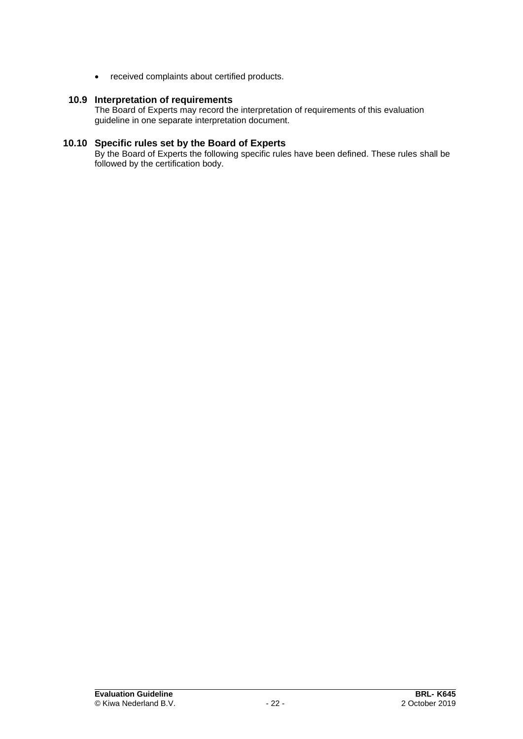- received complaints about certified products.

## 10.9 Interpretation of requirements

The Board of Experts may record the interpretation of requirements of this evaluation guideline in one separate interpretation document.

## 10.10 Specific rules set by the Board of Experts

By the Board of Experts the following specific rules have been defined. These rules shall be followed by the certification body.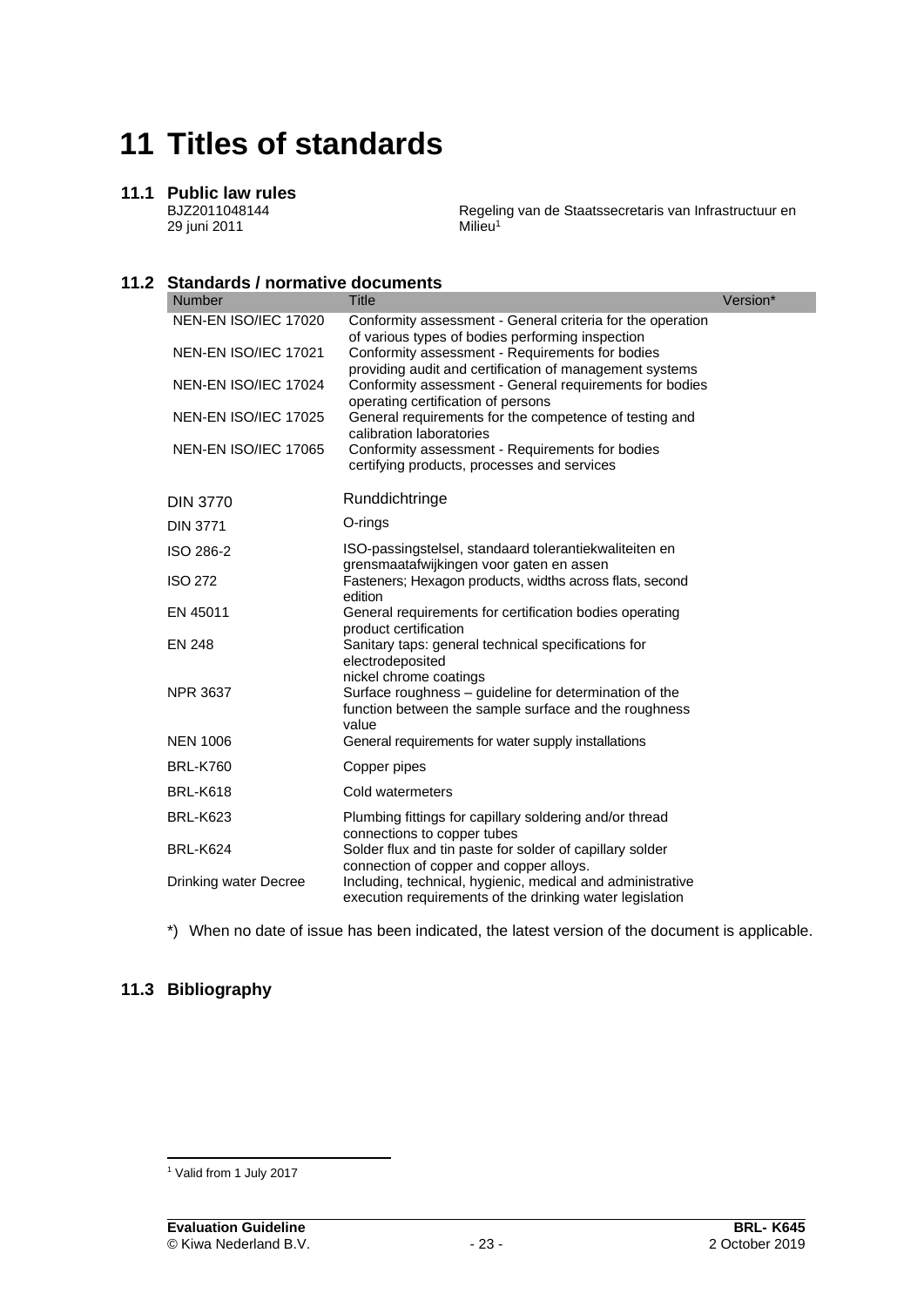# 11 Titles of standards

## 11.1 Public law rules

BJZ2011048144
29 juni 2011

Regeling van de Staatssecretaris van Infrastructuur en Milieu[1]

## 11.2 Standards / normative documents

| Number | Title | Version* |
|---|---|---|
| NEN-EN ISO/IEC 17020 | Conformity assessment - General criteria for the operation of various types of bodies performing inspection | |
| NEN-EN ISO/IEC 17021 | Conformity assessment - Requirements for bodies providing audit and certification of management systems | |
| NEN-EN ISO/IEC 17024 | Conformity assessment - General requirements for bodies operating certification of persons | |
| NEN-EN ISO/IEC 17025 | General requirements for the competence of testing and calibration laboratories | |
| NEN-EN ISO/IEC 17065 | Conformity assessment - Requirements for bodies certifying products, processes and services | |
| DIN 3770 | Runddichtringe | |
| DIN 3771 | O-rings | |
| ISO 286-2 | ISO-passingstelsel, standaard tolerantiekwaliteiten en grensmaatafwijkingen voor gaten en assen | |
| ISO 272 | Fasteners; Hexagon products, widths across flats, second edition | |
| EN 45011 | General requirements for certification bodies operating product certification | |
| EN 248 | Sanitary taps: general technical specifications for electrodeposited nickel chrome coatings | |
| NPR 3637 | Surface roughness – guideline for determination of the function between the sample surface and the roughness value | |
| NEN 1006 | General requirements for water supply installations | |
| BRL-K760 | Copper pipes | |
| BRL-K618 | Cold watermeters | |
| BRL-K623 | Plumbing fittings for capillary soldering and/or thread connections to copper tubes | |
| BRL-K624 | Solder flux and tin paste for solder of capillary solder connection of copper and copper alloys. | |
| Drinking water Decree | Including, technical, hygienic, medical and administrative execution requirements of the drinking water legislation | |

*) When no date of issue has been indicated, the latest version of the document is applicable.

## 11.3 Bibliography

[1] Valid from 1 July 2017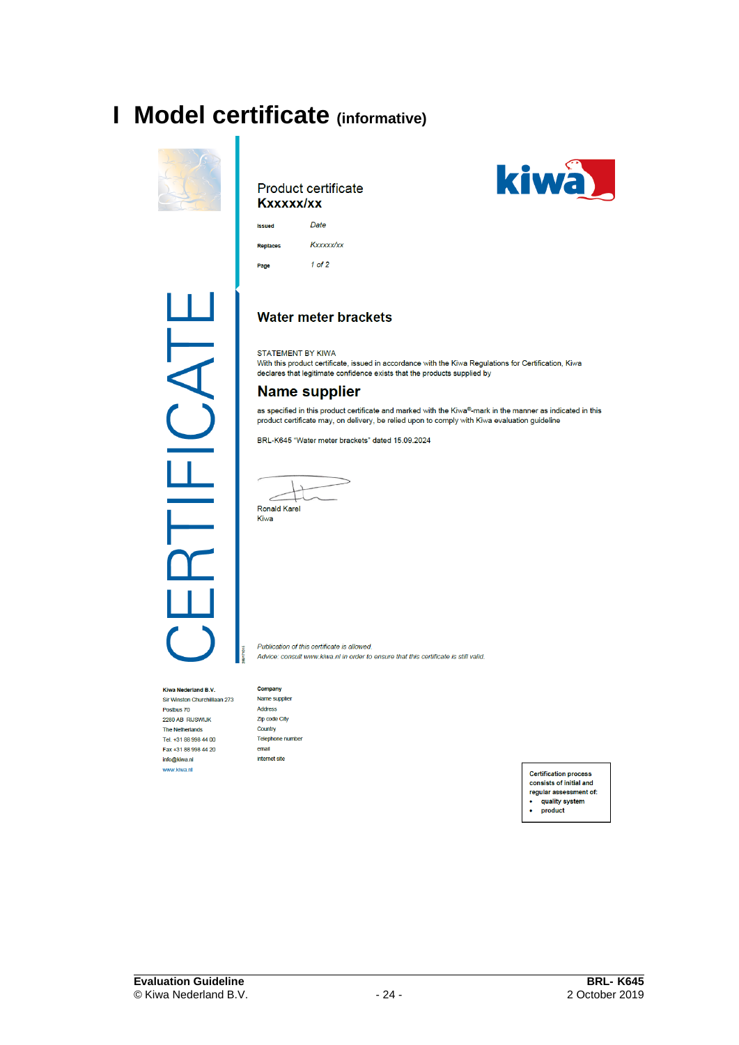# I Model certificate (informative)

CERTIFICATE

Product certificate
**Kxxxxx/xx**

| | |
|---|---|
| Issued | *Date* |
| Replaces | *Kxxxxx/xx* |
| Page | *1 of 2* |

kiwa

## Water meter brackets

STATEMENT BY KIWA
With this product certificate, issued in accordance with the Kiwa Regulations for Certification, Kiwa declares that legitimate confidence exists that the products supplied by

## Name supplier

as specified in this product certificate and marked with the Kiwa®-mark in the manner as indicated in this product certificate may, on delivery, be relied upon to comply with Kiwa evaluation guideline

BRL-K645 "Water meter brackets" dated 15.09.2024

Ronald Karel
Kiwa

*Publication of this certificate is allowed.*
*Advice: consult www.kiwa.nl in order to ensure that this certificate is still valid.*

**Kiwa Nederland B.V.**
Sir Winston Churchilllaan 273
Postbus 70
2280 AB RIJSWIJK
The Netherlands
Tel. +31 88 998 44 00
Fax +31 88 998 44 20
info@kiwa.nl
www.kiwa.nl

**Company**
Name supplier
Address
Zip code City
Country
Telephone number
email
internet site

Certification process consists of initial and regular assessment of:
- quality system
- product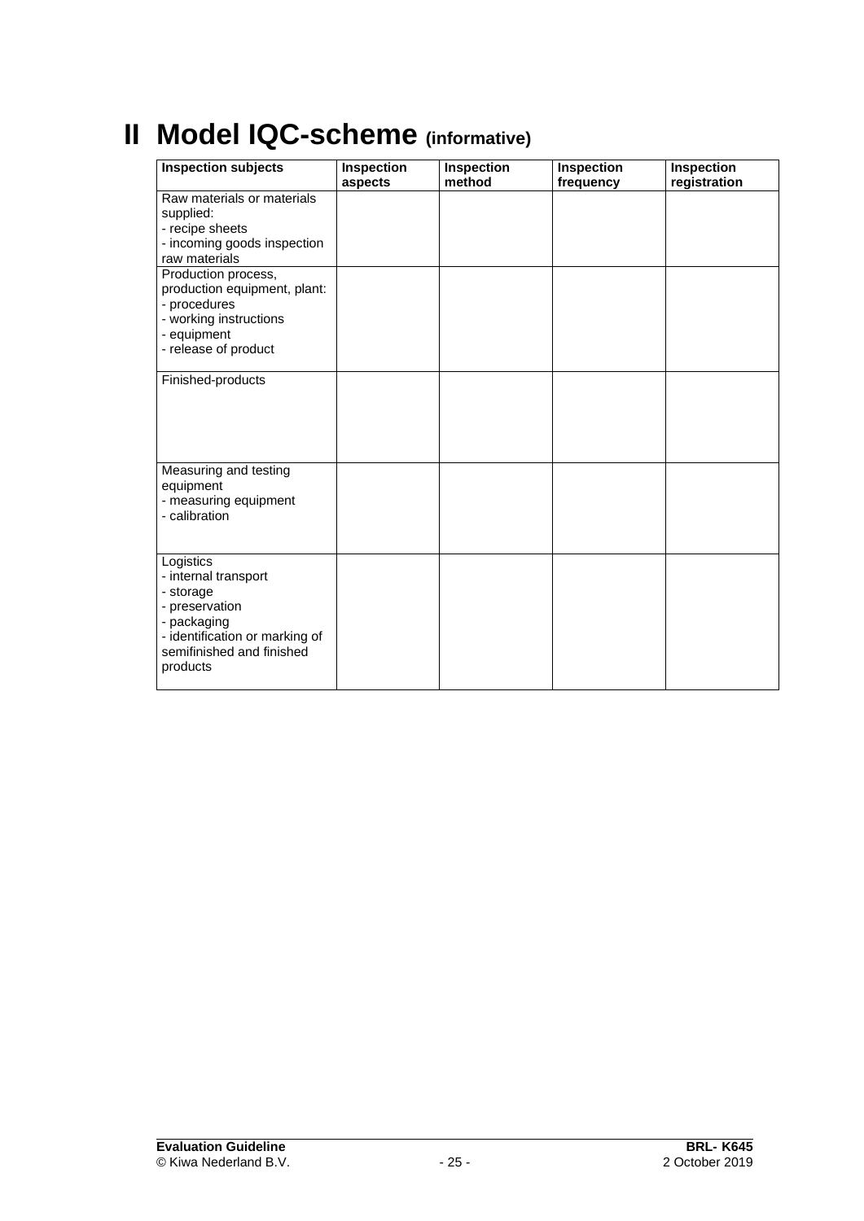# II Model IQC-scheme (informative)

| Inspection subjects | Inspection aspects | Inspection method | Inspection frequency | Inspection registration |
|---|---|---|---|---|
| Raw materials or materials supplied:<br>- recipe sheets<br>- incoming goods inspection raw materials | | | | |
| Production process, production equipment, plant:<br>- procedures<br>- working instructions<br>- equipment<br>- release of product | | | | |
| Finished-products | | | | |
| Measuring and testing equipment<br>- measuring equipment<br>- calibration | | | | |
| Logistics<br>- internal transport<br>- storage<br>- preservation<br>- packaging<br>- identification or marking of semifinished and finished products | | | | |